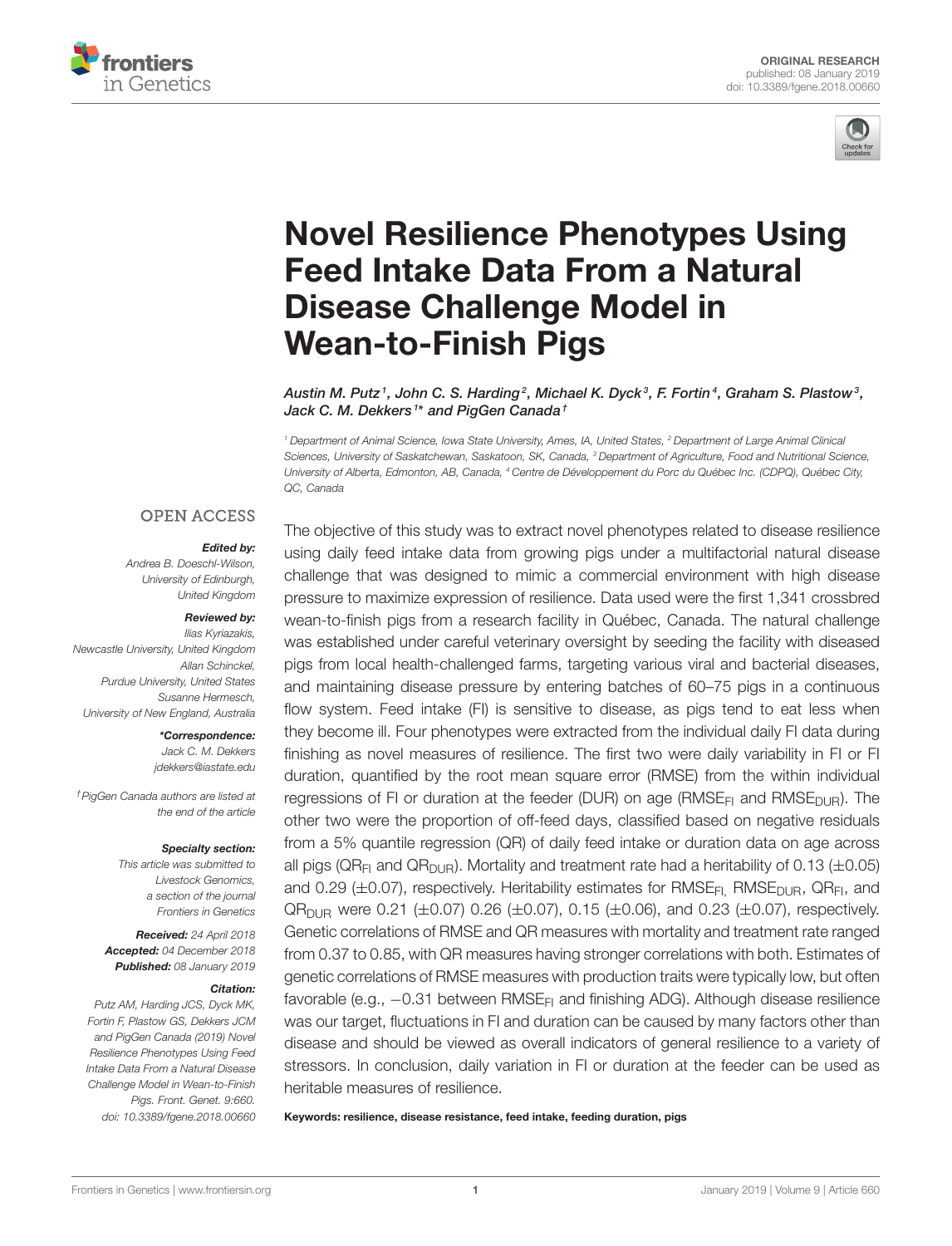ORIGINAL RESEARCH
published: 08 January 2019
doi: 10.3389/fgene.2018.00660

# Novel Resilience Phenotypes Using Feed Intake Data From a Natural Disease Challenge Model in Wean-to-Finish Pigs

*Austin M. Putz[1], John C. S. Harding[2], Michael K. Dyck[3], F. Fortin[4], Graham S. Plastow[3], Jack C. M. Dekkers[1]\* and PigGen Canada[†]*

[1] Department of Animal Science, Iowa State University, Ames, IA, United States, [2] Department of Large Animal Clinical Sciences, University of Saskatchewan, Saskatoon, SK, Canada, [3] Department of Agriculture, Food and Nutritional Science, University of Alberta, Edmonton, AB, Canada, [4] Centre de Développement du Porc du Québec Inc. (CDPQ), Québec City, QC, Canada

OPEN ACCESS

***Edited by:***
*Andrea B. Doeschl-Wilson, University of Edinburgh, United Kingdom*

***Reviewed by:***
*Ilias Kyriazakis, Newcastle University, United Kingdom*
*Allan Schinckel, Purdue University, United States*
*Susanne Hermesch, University of New England, Australia*

***\*Correspondence:***
*Jack C. M. Dekkers*
*jdekkers@iastate.edu*

*[†] PigGen Canada authors are listed at the end of the article*

***Specialty section:***
*This article was submitted to Livestock Genomics, a section of the journal Frontiers in Genetics*

***Received:*** *24 April 2018*
***Accepted:*** *04 December 2018*
***Published:*** *08 January 2019*

***Citation:***
*Putz AM, Harding JCS, Dyck MK, Fortin F, Plastow GS, Dekkers JCM and PigGen Canada (2019) Novel Resilience Phenotypes Using Feed Intake Data From a Natural Disease Challenge Model in Wean-to-Finish Pigs. Front. Genet. 9:660. doi: 10.3389/fgene.2018.00660*

The objective of this study was to extract novel phenotypes related to disease resilience using daily feed intake data from growing pigs under a multifactorial natural disease challenge that was designed to mimic a commercial environment with high disease pressure to maximize expression of resilience. Data used were the first 1,341 crossbred wean-to-finish pigs from a research facility in Québec, Canada. The natural challenge was established under careful veterinary oversight by seeding the facility with diseased pigs from local health-challenged farms, targeting various viral and bacterial diseases, and maintaining disease pressure by entering batches of 60–75 pigs in a continuous flow system. Feed intake (FI) is sensitive to disease, as pigs tend to eat less when they become ill. Four phenotypes were extracted from the individual daily FI data during finishing as novel measures of resilience. The first two were daily variability in FI or FI duration, quantified by the root mean square error (RMSE) from the within individual regressions of FI or duration at the feeder (DUR) on age ($RMSE_{FI}$ and $RMSE_{DUR}$). The other two were the proportion of off-feed days, classified based on negative residuals from a 5% quantile regression (QR) of daily feed intake or duration data on age across all pigs ($QR_{FI}$ and $QR_{DUR}$). Mortality and treatment rate had a heritability of 0.13 (±0.05) and 0.29 (±0.07), respectively. Heritability estimates for $RMSE_{FI}$, $RMSE_{DUR}$, $QR_{FI}$, and $QR_{DUR}$ were 0.21 (±0.07) 0.26 (±0.07), 0.15 (±0.06), and 0.23 (±0.07), respectively. Genetic correlations of RMSE and QR measures with mortality and treatment rate ranged from 0.37 to 0.85, with QR measures having stronger correlations with both. Estimates of genetic correlations of RMSE measures with production traits were typically low, but often favorable (e.g., −0.31 between $RMSE_{FI}$ and finishing ADG). Although disease resilience was our target, fluctuations in FI and duration can be caused by many factors other than disease and should be viewed as overall indicators of general resilience to a variety of stressors. In conclusion, daily variation in FI or duration at the feeder can be used as heritable measures of resilience.

**Keywords: resilience, disease resistance, feed intake, feeding duration, pigs**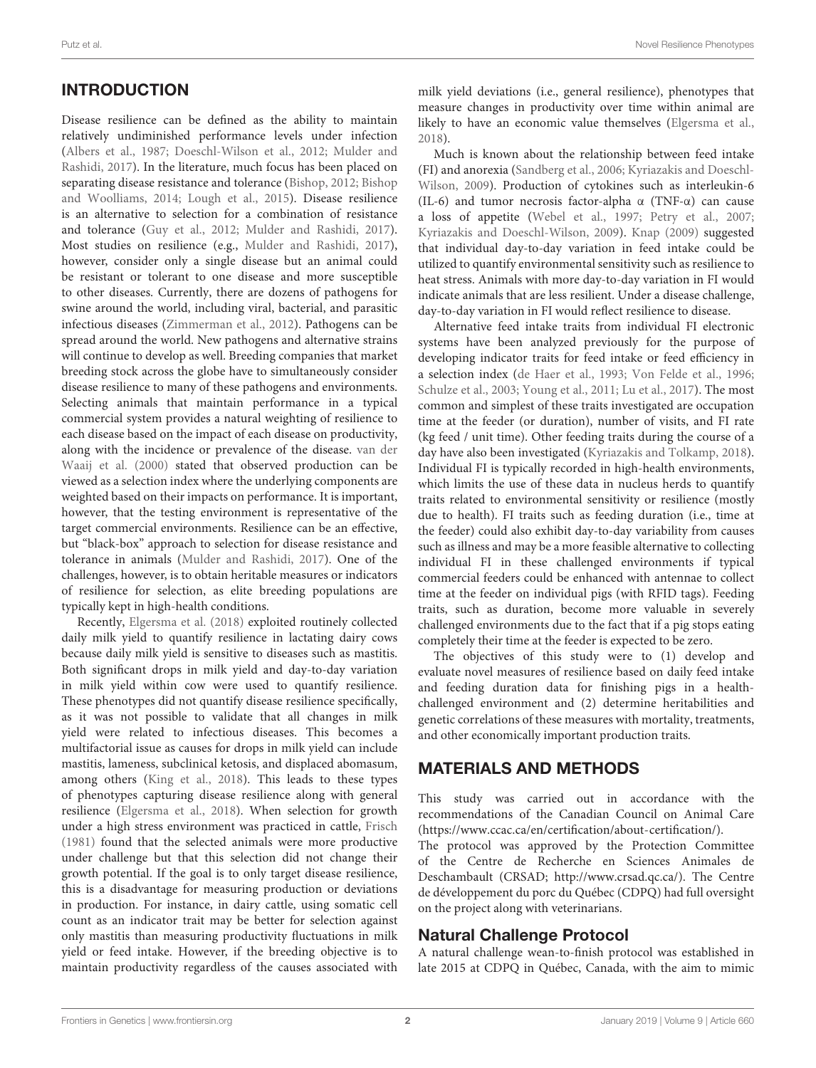## INTRODUCTION

Disease resilience can be defined as the ability to maintain relatively undiminished performance levels under infection (Albers et al., 1987; Doeschl-Wilson et al., 2012; Mulder and Rashidi, 2017). In the literature, much focus has been placed on separating disease resistance and tolerance (Bishop, 2012; Bishop and Woolliams, 2014; Lough et al., 2015). Disease resilience is an alternative to selection for a combination of resistance and tolerance (Guy et al., 2012; Mulder and Rashidi, 2017). Most studies on resilience (e.g., Mulder and Rashidi, 2017), however, consider only a single disease but an animal could be resistant or tolerant to one disease and more susceptible to other diseases. Currently, there are dozens of pathogens for swine around the world, including viral, bacterial, and parasitic infectious diseases (Zimmerman et al., 2012). Pathogens can be spread around the world. New pathogens and alternative strains will continue to develop as well. Breeding companies that market breeding stock across the globe have to simultaneously consider disease resilience to many of these pathogens and environments. Selecting animals that maintain performance in a typical commercial system provides a natural weighting of resilience to each disease based on the impact of each disease on productivity, along with the incidence or prevalence of the disease. van der Waaij et al. (2000) stated that observed production can be viewed as a selection index where the underlying components are weighted based on their impacts on performance. It is important, however, that the testing environment is representative of the target commercial environments. Resilience can be an effective, but "black-box" approach to selection for disease resistance and tolerance in animals (Mulder and Rashidi, 2017). One of the challenges, however, is to obtain heritable measures or indicators of resilience for selection, as elite breeding populations are typically kept in high-health conditions.

Recently, Elgersma et al. (2018) exploited routinely collected daily milk yield to quantify resilience in lactating dairy cows because daily milk yield is sensitive to diseases such as mastitis. Both significant drops in milk yield and day-to-day variation in milk yield within cow were used to quantify resilience. These phenotypes did not quantify disease resilience specifically, as it was not possible to validate that all changes in milk yield were related to infectious diseases. This becomes a multifactorial issue as causes for drops in milk yield can include mastitis, lameness, subclinical ketosis, and displaced abomasum, among others (King et al., 2018). This leads to these types of phenotypes capturing disease resilience along with general resilience (Elgersma et al., 2018). When selection for growth under a high stress environment was practiced in cattle, Frisch (1981) found that the selected animals were more productive under challenge but that this selection did not change their growth potential. If the goal is to only target disease resilience, this is a disadvantage for measuring production or deviations in production. For instance, in dairy cattle, using somatic cell count as an indicator trait may be better for selection against only mastitis than measuring productivity fluctuations in milk yield or feed intake. However, if the breeding objective is to maintain productivity regardless of the causes associated with milk yield deviations (i.e., general resilience), phenotypes that measure changes in productivity over time within animal are likely to have an economic value themselves (Elgersma et al., 2018).

Much is known about the relationship between feed intake (FI) and anorexia (Sandberg et al., 2006; Kyriazakis and Doeschl-Wilson, 2009). Production of cytokines such as interleukin-6 (IL-6) and tumor necrosis factor-alpha α (TNF-α) can cause a loss of appetite (Webel et al., 1997; Petry et al., 2007; Kyriazakis and Doeschl-Wilson, 2009). Knap (2009) suggested that individual day-to-day variation in feed intake could be utilized to quantify environmental sensitivity such as resilience to heat stress. Animals with more day-to-day variation in FI would indicate animals that are less resilient. Under a disease challenge, day-to-day variation in FI would reflect resilience to disease.

Alternative feed intake traits from individual FI electronic systems have been analyzed previously for the purpose of developing indicator traits for feed intake or feed efficiency in a selection index (de Haer et al., 1993; Von Felde et al., 1996; Schulze et al., 2003; Young et al., 2011; Lu et al., 2017). The most common and simplest of these traits investigated are occupation time at the feeder (or duration), number of visits, and FI rate (kg feed / unit time). Other feeding traits during the course of a day have also been investigated (Kyriazakis and Tolkamp, 2018). Individual FI is typically recorded in high-health environments, which limits the use of these data in nucleus herds to quantify traits related to environmental sensitivity or resilience (mostly due to health). FI traits such as feeding duration (i.e., time at the feeder) could also exhibit day-to-day variability from causes such as illness and may be a more feasible alternative to collecting individual FI in these challenged environments if typical commercial feeders could be enhanced with antennae to collect time at the feeder on individual pigs (with RFID tags). Feeding traits, such as duration, become more valuable in severely challenged environments due to the fact that if a pig stops eating completely their time at the feeder is expected to be zero.

The objectives of this study were to (1) develop and evaluate novel measures of resilience based on daily feed intake and feeding duration data for finishing pigs in a health-challenged environment and (2) determine heritabilities and genetic correlations of these measures with mortality, treatments, and other economically important production traits.

## MATERIALS AND METHODS

This study was carried out in accordance with the recommendations of the Canadian Council on Animal Care (https://www.ccac.ca/en/certification/about-certification/). The protocol was approved by the Protection Committee of the Centre de Recherche en Sciences Animales de Deschambault (CRSAD; http://www.crsad.qc.ca/). The Centre de développement du porc du Québec (CDPQ) had full oversight on the project along with veterinarians.

### Natural Challenge Protocol

A natural challenge wean-to-finish protocol was established in late 2015 at CDPQ in Québec, Canada, with the aim to mimic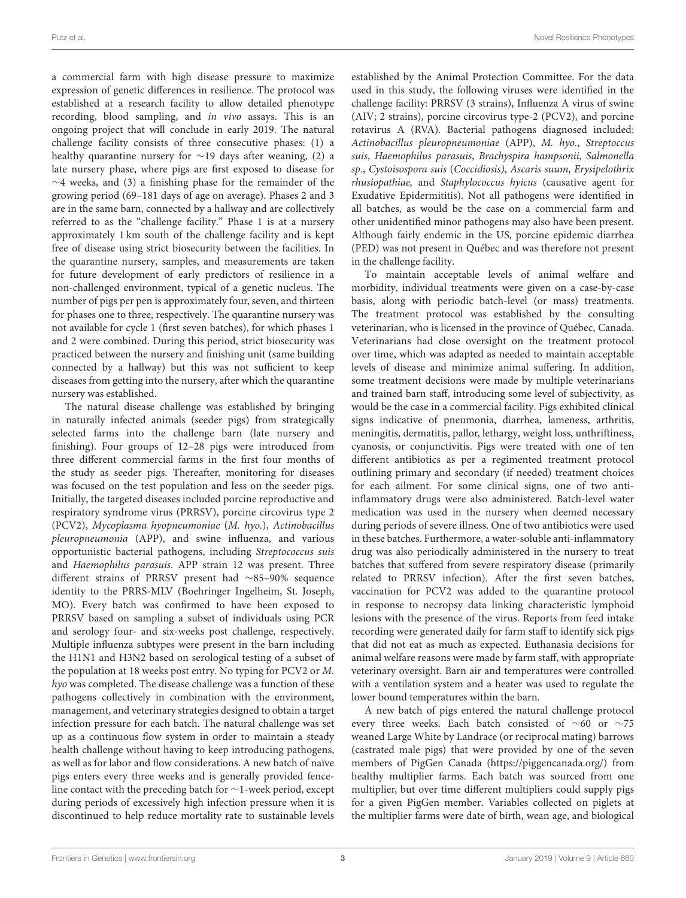a commercial farm with high disease pressure to maximize expression of genetic differences in resilience. The protocol was established at a research facility to allow detailed phenotype recording, blood sampling, and *in vivo* assays. This is an ongoing project that will conclude in early 2019. The natural challenge facility consists of three consecutive phases: (1) a healthy quarantine nursery for ∼19 days after weaning, (2) a late nursery phase, where pigs are first exposed to disease for ∼4 weeks, and (3) a finishing phase for the remainder of the growing period (69–181 days of age on average). Phases 2 and 3 are in the same barn, connected by a hallway and are collectively referred to as the "challenge facility." Phase 1 is at a nursery approximately 1 km south of the challenge facility and is kept free of disease using strict biosecurity between the facilities. In the quarantine nursery, samples, and measurements are taken for future development of early predictors of resilience in a non-challenged environment, typical of a genetic nucleus. The number of pigs per pen is approximately four, seven, and thirteen for phases one to three, respectively. The quarantine nursery was not available for cycle 1 (first seven batches), for which phases 1 and 2 were combined. During this period, strict biosecurity was practiced between the nursery and finishing unit (same building connected by a hallway) but this was not sufficient to keep diseases from getting into the nursery, after which the quarantine nursery was established.

The natural disease challenge was established by bringing in naturally infected animals (seeder pigs) from strategically selected farms into the challenge barn (late nursery and finishing). Four groups of 12–28 pigs were introduced from three different commercial farms in the first four months of the study as seeder pigs. Thereafter, monitoring for diseases was focused on the test population and less on the seeder pigs. Initially, the targeted diseases included porcine reproductive and respiratory syndrome virus (PRRSV), porcine circovirus type 2 (PCV2), *Mycoplasma hyopneumoniae* (*M. hyo.*), *Actinobacillus pleuropneumonia* (APP), and swine influenza, and various opportunistic bacterial pathogens, including *Streptococcus suis* and *Haemophilus parasuis*. APP strain 12 was present. Three different strains of PRRSV present had ∼85–90% sequence identity to the PRRS-MLV (Boehringer Ingelheim, St. Joseph, MO). Every batch was confirmed to have been exposed to PRRSV based on sampling a subset of individuals using PCR and serology four- and six-weeks post challenge, respectively. Multiple influenza subtypes were present in the barn including the H1N1 and H3N2 based on serological testing of a subset of the population at 18 weeks post entry. No typing for PCV2 or *M. hyo* was completed. The disease challenge was a function of these pathogens collectively in combination with the environment, management, and veterinary strategies designed to obtain a target infection pressure for each batch. The natural challenge was set up as a continuous flow system in order to maintain a steady health challenge without having to keep introducing pathogens, as well as for labor and flow considerations. A new batch of naïve pigs enters every three weeks and is generally provided fence-line contact with the preceding batch for ∼1-week period, except during periods of excessively high infection pressure when it is discontinued to help reduce mortality rate to sustainable levels established by the Animal Protection Committee. For the data used in this study, the following viruses were identified in the challenge facility: PRRSV (3 strains), Influenza A virus of swine (AIV; 2 strains), porcine circovirus type-2 (PCV2), and porcine rotavirus A (RVA). Bacterial pathogens diagnosed included: *Actinobacillus pleuropneumoniae* (APP), *M. hyo.*, *Streptoccus suis*, *Haemophilus parasuis*, *Brachyspira hampsonii*, *Salmonella sp.*, *Cystoisospora suis* (*Coccidiosis)*, *Ascaris suum*, *Erysipelothrix rhusiopathiae,* and *Staphylococcus hyicus* (causative agent for Exudative Epidermitis). Not all pathogens were identified in all batches, as would be the case on a commercial farm and other unidentified minor pathogens may also have been present. Although fairly endemic in the US, porcine epidemic diarrhea (PED) was not present in Québec and was therefore not present in the challenge facility.

To maintain acceptable levels of animal welfare and morbidity, individual treatments were given on a case-by-case basis, along with periodic batch-level (or mass) treatments. The treatment protocol was established by the consulting veterinarian, who is licensed in the province of Québec, Canada. Veterinarians had close oversight on the treatment protocol over time, which was adapted as needed to maintain acceptable levels of disease and minimize animal suffering. In addition, some treatment decisions were made by multiple veterinarians and trained barn staff, introducing some level of subjectivity, as would be the case in a commercial facility. Pigs exhibited clinical signs indicative of pneumonia, diarrhea, lameness, arthritis, meningitis, dermatitis, pallor, lethargy, weight loss, unthriftiness, cyanosis, or conjunctivitis. Pigs were treated with one of ten different antibiotics as per a regimented treatment protocol outlining primary and secondary (if needed) treatment choices for each ailment. For some clinical signs, one of two anti-inflammatory drugs were also administered. Batch-level water medication was used in the nursery when deemed necessary during periods of severe illness. One of two antibiotics were used in these batches. Furthermore, a water-soluble anti-inflammatory drug was also periodically administered in the nursery to treat batches that suffered from severe respiratory disease (primarily related to PRRSV infection). After the first seven batches, vaccination for PCV2 was added to the quarantine protocol in response to necropsy data linking characteristic lymphoid lesions with the presence of the virus. Reports from feed intake recording were generated daily for farm staff to identify sick pigs that did not eat as much as expected. Euthanasia decisions for animal welfare reasons were made by farm staff, with appropriate veterinary oversight. Barn air and temperatures were controlled with a ventilation system and a heater was used to regulate the lower bound temperatures within the barn.

A new batch of pigs entered the natural challenge protocol every three weeks. Each batch consisted of ∼60 or ∼75 weaned Large White by Landrace (or reciprocal mating) barrows (castrated male pigs) that were provided by one of the seven members of PigGen Canada (https://piggencanada.org/) from healthy multiplier farms. Each batch was sourced from one multiplier, but over time different multipliers could supply pigs for a given PigGen member. Variables collected on piglets at the multiplier farms were date of birth, wean age, and biological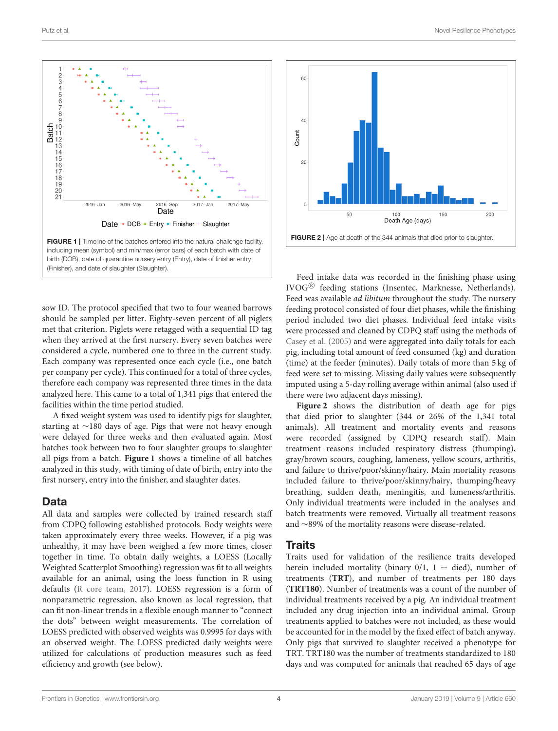FIGURE 1 | Timeline of the batches entered into the natural challenge facility, including mean (symbol) and min/max (error bars) of each batch with date of birth (DOB), date of quarantine nursery entry (Entry), date of finisher entry (Finisher), and date of slaughter (Slaughter).

FIGURE 2 | Age at death of the 344 animals that died prior to slaughter.

sow ID. The protocol specified that two to four weaned barrows should be sampled per litter. Eighty-seven percent of all piglets met that criterion. Piglets were retagged with a sequential ID tag when they arrived at the first nursery. Every seven batches were considered a cycle, numbered one to three in the current study. Each company was represented once each cycle (i.e., one batch per company per cycle). This continued for a total of three cycles, therefore each company was represented three times in the data analyzed here. This came to a total of 1,341 pigs that entered the facilities within the time period studied.

A fixed weight system was used to identify pigs for slaughter, starting at ~180 days of age. Pigs that were not heavy enough were delayed for three weeks and then evaluated again. Most batches took between two to four slaughter groups to slaughter all pigs from a batch. **Figure 1** shows a timeline of all batches analyzed in this study, with timing of date of birth, entry into the first nursery, entry into the finisher, and slaughter dates.

## Data

All data and samples were collected by trained research staff from CDPQ following established protocols. Body weights were taken approximately every three weeks. However, if a pig was unhealthy, it may have been weighed a few more times, closer together in time. To obtain daily weights, a LOESS (Locally Weighted Scatterplot Smoothing) regression was fit to all weights available for an animal, using the loess function in R using defaults (R core team, 2017). LOESS regression is a form of nonparametric regression, also known as local regression, that can fit non-linear trends in a flexible enough manner to "connect the dots" between weight measurements. The correlation of LOESS predicted with observed weights was 0.9995 for days with an observed weight. The LOESS predicted daily weights were utilized for calculations of production measures such as feed efficiency and growth (see below).

Feed intake data was recorded in the finishing phase using IVOG® feeding stations (Insentec, Marknesse, Netherlands). Feed was available *ad libitum* throughout the study. The nursery feeding protocol consisted of four diet phases, while the finishing period included two diet phases. Individual feed intake visits were processed and cleaned by CDPQ staff using the methods of Casey et al. (2005) and were aggregated into daily totals for each pig, including total amount of feed consumed (kg) and duration (time) at the feeder (minutes). Daily totals of more than 5 kg of feed were set to missing. Missing daily values were subsequently imputed using a 5-day rolling average within animal (also used if there were two adjacent days missing).

**Figure 2** shows the distribution of death age for pigs that died prior to slaughter (344 or 26% of the 1,341 total animals). All treatment and mortality events and reasons were recorded (assigned by CDPQ research staff). Main treatment reasons included respiratory distress (thumping), gray/brown scours, coughing, lameness, yellow scours, arthritis, and failure to thrive/poor/skinny/hairy. Main mortality reasons included failure to thrive/poor/skinny/hairy, thumping/heavy breathing, sudden death, meningitis, and lameness/arthritis. Only individual treatments were included in the analyses and batch treatments were removed. Virtually all treatment reasons and ~89% of the mortality reasons were disease-related.

## Traits

Traits used for validation of the resilience traits developed herein included mortality (binary 0/1, 1 = died), number of treatments (**TRT**), and number of treatments per 180 days (**TRT180**). Number of treatments was a count of the number of individual treatments received by a pig. An individual treatment included any drug injection into an individual animal. Group treatments applied to batches were not included, as these would be accounted for in the model by the fixed effect of batch anyway. Only pigs that survived to slaughter received a phenotype for TRT. TRT180 was the number of treatments standardized to 180 days and was computed for animals that reached 65 days of age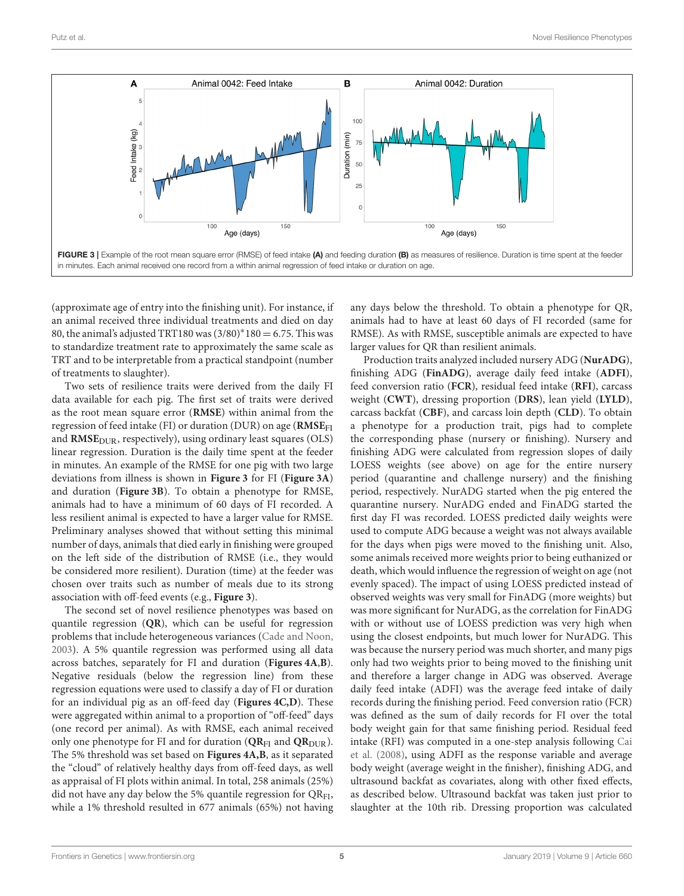FIGURE 3 | Example of the root mean square error (RMSE) of feed intake **(A)** and feeding duration **(B)** as measures of resilience. Duration is time spent at the feeder in minutes. Each animal received one record from a within animal regression of feed intake or duration on age.

(approximate age of entry into the finishing unit). For instance, if an animal received three individual treatments and died on day 80, the animal's adjusted TRT180 was $(3/80)*180 = 6.75$. This was to standardize treatment rate to approximately the same scale as TRT and to be interpretable from a practical standpoint (number of treatments to slaughter).

Two sets of resilience traits were derived from the daily FI data available for each pig. The first set of traits were derived as the root mean square error (**RMSE**) within animal from the regression of feed intake (FI) or duration (DUR) on age (**$RMSE_{FI}$** and **$RMSE_{DUR}$**, respectively), using ordinary least squares (OLS) linear regression. Duration is the daily time spent at the feeder in minutes. An example of the RMSE for one pig with two large deviations from illness is shown in **Figure 3** for FI (**Figure 3A**) and duration (**Figure 3B**). To obtain a phenotype for RMSE, animals had to have a minimum of 60 days of FI recorded. A less resilient animal is expected to have a larger value for RMSE. Preliminary analyses showed that without setting this minimal number of days, animals that died early in finishing were grouped on the left side of the distribution of RMSE (i.e., they would be considered more resilient). Duration (time) at the feeder was chosen over traits such as number of meals due to its strong association with off-feed events (e.g., **Figure 3**).

The second set of novel resilience phenotypes was based on quantile regression (**QR**), which can be useful for regression problems that include heterogeneous variances (Cade and Noon, 2003). A 5% quantile regression was performed using all data across batches, separately for FI and duration (**Figures 4A,B**). Negative residuals (below the regression line) from these regression equations were used to classify a day of FI or duration for an individual pig as an off-feed day (**Figures 4C,D**). These were aggregated within animal to a proportion of "off-feed" days (one record per animal). As with RMSE, each animal received only one phenotype for FI and for duration (**$QR_{FI}$** and **$QR_{DUR}$**). The 5% threshold was set based on **Figures 4A,B**, as it separated the "cloud" of relatively healthy days from off-feed days, as well as appraisal of FI plots within animal. In total, 258 animals (25%) did not have any day below the 5% quantile regression for $QR_{FI}$, while a 1% threshold resulted in 677 animals (65%) not having any days below the threshold. To obtain a phenotype for QR, animals had to have at least 60 days of FI recorded (same for RMSE). As with RMSE, susceptible animals are expected to have larger values for QR than resilient animals.

Production traits analyzed included nursery ADG (**NurADG**), finishing ADG (**FinADG**), average daily feed intake (**ADFI**), feed conversion ratio (**FCR**), residual feed intake (**RFI**), carcass weight (**CWT**), dressing proportion (**DRS**), lean yield (**LYLD**), carcass backfat (**CBF**), and carcass loin depth (**CLD**). To obtain a phenotype for a production trait, pigs had to complete the corresponding phase (nursery or finishing). Nursery and finishing ADG were calculated from regression slopes of daily LOESS weights (see above) on age for the entire nursery period (quarantine and challenge nursery) and the finishing period, respectively. NurADG started when the pig entered the quarantine nursery. NurADG ended and FinADG started the first day FI was recorded. LOESS predicted daily weights were used to compute ADG because a weight was not always available for the days when pigs were moved to the finishing unit. Also, some animals received more weights prior to being euthanized or death, which would influence the regression of weight on age (not evenly spaced). The impact of using LOESS predicted instead of observed weights was very small for FinADG (more weights) but was more significant for NurADG, as the correlation for FinADG with or without use of LOESS prediction was very high when using the closest endpoints, but much lower for NurADG. This was because the nursery period was much shorter, and many pigs only had two weights prior to being moved to the finishing unit and therefore a larger change in ADG was observed. Average daily feed intake (ADFI) was the average feed intake of daily records during the finishing period. Feed conversion ratio (FCR) was defined as the sum of daily records for FI over the total body weight gain for that same finishing period. Residual feed intake (RFI) was computed in a one-step analysis following Cai et al. (2008), using ADFI as the response variable and average body weight (average weight in the finisher), finishing ADG, and ultrasound backfat as covariates, along with other fixed effects, as described below. Ultrasound backfat was taken just prior to slaughter at the 10th rib. Dressing proportion was calculated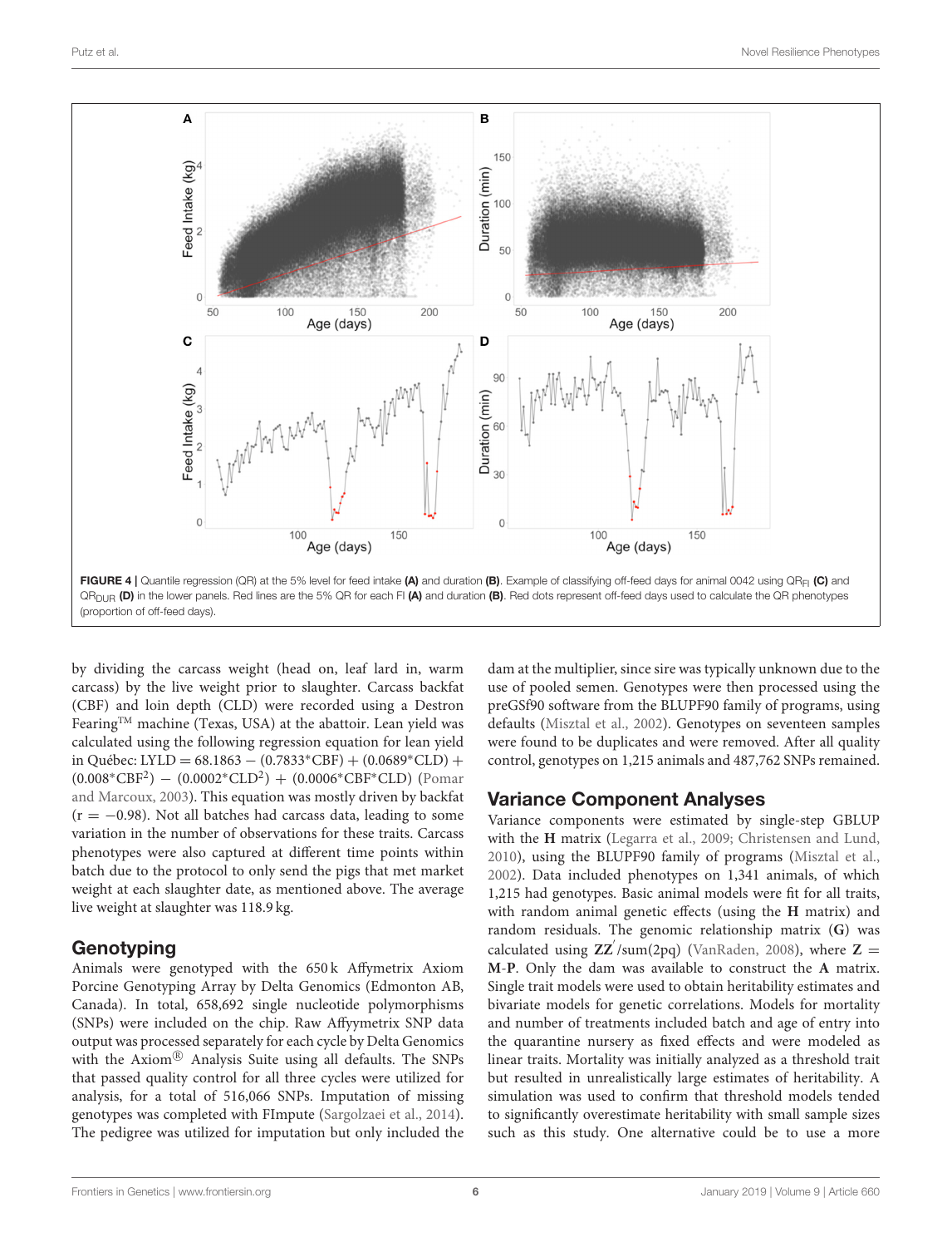**FIGURE 4** | Quantile regression (QR) at the 5% level for feed intake **(A)** and duration **(B)**. Example of classifying off-feed days for animal 0042 using $QR_{FI}$ **(C)** and $QR_{DUR}$ **(D)** in the lower panels. Red lines are the 5% QR for each FI **(A)** and duration **(B)**. Red dots represent off-feed days used to calculate the QR phenotypes (proportion of off-feed days).

by dividing the carcass weight (head on, leaf lard in, warm carcass) by the live weight prior to slaughter. Carcass backfat (CBF) and loin depth (CLD) were recorded using a Destron Fearing™ machine (Texas, USA) at the abattoir. Lean yield was calculated using the following regression equation for lean yield in Québec: LYLD = 68.1863 − (0.7833*CBF) + (0.0689*CLD) + (0.008*CBF$^2$) − (0.0002*CLD$^2$) + (0.0006*CBF*CLD) (Pomar and Marcoux, 2003). This equation was mostly driven by backfat ($r = -0.98$). Not all batches had carcass data, leading to some variation in the number of observations for these traits. Carcass phenotypes were also captured at different time points within batch due to the protocol to only send the pigs that met market weight at each slaughter date, as mentioned above. The average live weight at slaughter was 118.9 kg.

## Genotyping

Animals were genotyped with the 650 k Affymetrix Axiom Porcine Genotyping Array by Delta Genomics (Edmonton AB, Canada). In total, 658,692 single nucleotide polymorphisms (SNPs) were included on the chip. Raw Affyymetrix SNP data output was processed separately for each cycle by Delta Genomics with the Axiom® Analysis Suite using all defaults. The SNPs that passed quality control for all three cycles were utilized for analysis, for a total of 516,066 SNPs. Imputation of missing genotypes was completed with FImpute (Sargolzaei et al., 2014). The pedigree was utilized for imputation but only included the dam at the multiplier, since sire was typically unknown due to the use of pooled semen. Genotypes were then processed using the preGSf90 software from the BLUPF90 family of programs, using defaults (Misztal et al., 2002). Genotypes on seventeen samples were found to be duplicates and were removed. After all quality control, genotypes on 1,215 animals and 487,762 SNPs remained.

## Variance Component Analyses

Variance components were estimated by single-step GBLUP with the **H** matrix (Legarra et al., 2009; Christensen and Lund, 2010), using the BLUPF90 family of programs (Misztal et al., 2002). Data included phenotypes on 1,341 animals, of which 1,215 had genotypes. Basic animal models were fit for all traits, with random animal genetic effects (using the **H** matrix) and random residuals. The genomic relationship matrix (**G**) was calculated using $\mathbf{ZZ}'/\text{sum}(2pq)$ (VanRaden, 2008), where $\mathbf{Z} = \mathbf{M}\text{-}\mathbf{P}$. Only the dam was available to construct the **A** matrix. Single trait models were used to obtain heritability estimates and bivariate models for genetic correlations. Models for mortality and number of treatments included batch and age of entry into the quarantine nursery as fixed effects and were modeled as linear traits. Mortality was initially analyzed as a threshold trait but resulted in unrealistically large estimates of heritability. A simulation was used to confirm that threshold models tended to significantly overestimate heritability with small sample sizes such as this study. One alternative could be to use a more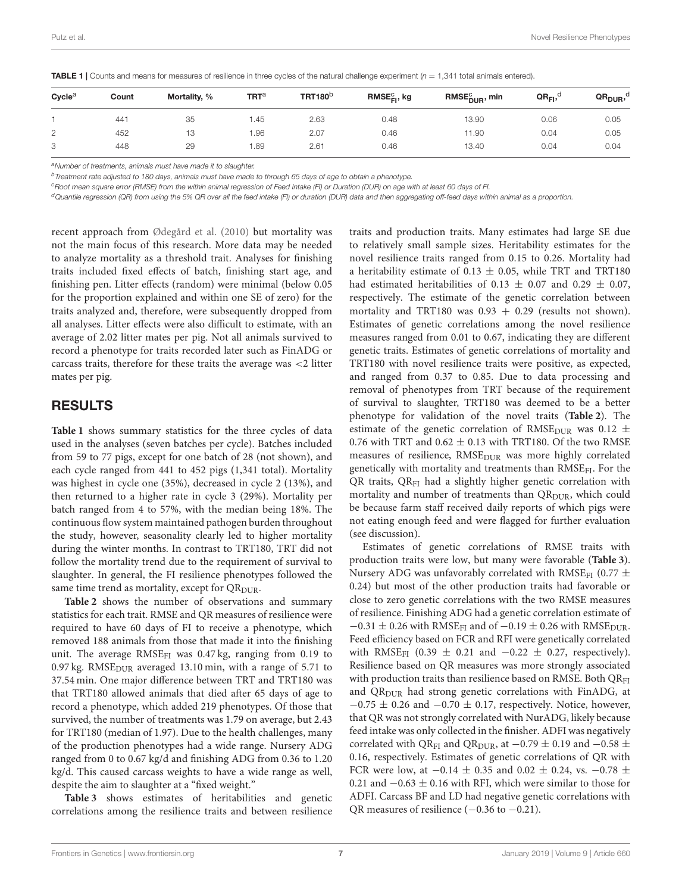**TABLE 1 |** Counts and means for measures of resilience in three cycles of the natural challenge experiment ($n = 1,341$ total animals entered).

| Cycle[a] | Count | Mortality, % | TRT[a] | TRT180[b] | $RMSE^{c}_{FI}$, kg | $RMSE^{c}_{DUR}$, min | $QR_{FI}$,[d] | $QR_{DUR}$,[d] |
|---|---|---|---|---|---|---|---|---|
| 1 | 441 | 35 | 1.45 | 2.63 | 0.48 | 13.90 | 0.06 | 0.05 |
| 2 | 452 | 13 | 1.96 | 2.07 | 0.46 | 11.90 | 0.04 | 0.05 |
| 3 | 448 | 29 | 1.89 | 2.61 | 0.46 | 13.40 | 0.04 | 0.04 |

[a]Number of treatments, animals must have made it to slaughter.
[b]Treatment rate adjusted to 180 days, animals must have made to through 65 days of age to obtain a phenotype.
[c]Root mean square error (RMSE) from the within animal regression of Feed Intake (FI) or Duration (DUR) on age with at least 60 days of FI.
[d]Quantile regression (QR) from using the 5% QR over all the feed intake (FI) or duration (DUR) data and then aggregating off-feed days within animal as a proportion.

recent approach from Ødegård et al. (2010) but mortality was not the main focus of this research. More data may be needed to analyze mortality as a threshold trait. Analyses for finishing traits included fixed effects of batch, finishing start age, and finishing pen. Litter effects (random) were minimal (below 0.05 for the proportion explained and within one SE of zero) for the traits analyzed and, therefore, were subsequently dropped from all analyses. Litter effects were also difficult to estimate, with an average of 2.02 litter mates per pig. Not all animals survived to record a phenotype for traits recorded later such as FinADG or carcass traits, therefore for these traits the average was <2 litter mates per pig.

## RESULTS

**Table 1** shows summary statistics for the three cycles of data used in the analyses (seven batches per cycle). Batches included from 59 to 77 pigs, except for one batch of 28 (not shown), and each cycle ranged from 441 to 452 pigs (1,341 total). Mortality was highest in cycle one (35%), decreased in cycle 2 (13%), and then returned to a higher rate in cycle 3 (29%). Mortality per batch ranged from 4 to 57%, with the median being 18%. The continuous flow system maintained pathogen burden throughout the study, however, seasonality clearly led to higher mortality during the winter months. In contrast to TRT180, TRT did not follow the mortality trend due to the requirement of survival to slaughter. In general, the FI resilience phenotypes followed the same time trend as mortality, except for $QR_{DUR}$.

**Table 2** shows the number of observations and summary statistics for each trait. RMSE and QR measures of resilience were required to have 60 days of FI to receive a phenotype, which removed 188 animals from those that made it into the finishing unit. The average $RMSE_{FI}$ was 0.47 kg, ranging from 0.19 to 0.97 kg. $RMSE_{DUR}$ averaged 13.10 min, with a range of 5.71 to 37.54 min. One major difference between TRT and TRT180 was that TRT180 allowed animals that died after 65 days of age to record a phenotype, which added 219 phenotypes. Of those that survived, the number of treatments was 1.79 on average, but 2.43 for TRT180 (median of 1.97). Due to the health challenges, many of the production phenotypes had a wide range. Nursery ADG ranged from 0 to 0.67 kg/d and finishing ADG from 0.36 to 1.20 kg/d. This caused carcass weights to have a wide range as well, despite the aim to slaughter at a "fixed weight."

**Table 3** shows estimates of heritabilities and genetic correlations among the resilience traits and between resilience traits and production traits. Many estimates had large SE due to relatively small sample sizes. Heritability estimates for the novel resilience traits ranged from 0.15 to 0.26. Mortality had a heritability estimate of $0.13 \pm 0.05$, while TRT and TRT180 had estimated heritabilities of $0.13 \pm 0.07$ and $0.29 \pm 0.07$, respectively. The estimate of the genetic correlation between mortality and TRT180 was $0.93 + 0.29$ (results not shown). Estimates of genetic correlations among the novel resilience measures ranged from 0.01 to 0.67, indicating they are different genetic traits. Estimates of genetic correlations of mortality and TRT180 with novel resilience traits were positive, as expected, and ranged from 0.37 to 0.85. Due to data processing and removal of phenotypes from TRT because of the requirement of survival to slaughter, TRT180 was deemed to be a better phenotype for validation of the novel traits (**Table 2**). The estimate of the genetic correlation of $RMSE_{DUR}$ was $0.12 \pm 0.76$ with TRT and $0.62 \pm 0.13$ with TRT180. Of the two RMSE measures of resilience, $RMSE_{DUR}$ was more highly correlated genetically with mortality and treatments than $RMSE_{FI}$. For the QR traits, $QR_{FI}$ had a slightly higher genetic correlation with mortality and number of treatments than $QR_{DUR}$, which could be because farm staff received daily reports of which pigs were not eating enough feed and were flagged for further evaluation (see discussion).

Estimates of genetic correlations of RMSE traits with production traits were low, but many were favorable (**Table 3**). Nursery ADG was unfavorably correlated with $RMSE_{FI}$ ($0.77 \pm 0.24$) but most of the other production traits had favorable or close to zero genetic correlations with the two RMSE measures of resilience. Finishing ADG had a genetic correlation estimate of $-0.31 \pm 0.26$ with $RMSE_{FI}$ and of $-0.19 \pm 0.26$ with $RMSE_{DUR}$. Feed efficiency based on FCR and RFI were genetically correlated with $RMSE_{FI}$ ($0.39 \pm 0.21$ and $-0.22 \pm 0.27$, respectively). Resilience based on QR measures was more strongly associated with production traits than resilience based on RMSE. Both $QR_{FI}$ and $QR_{DUR}$ had strong genetic correlations with FinADG, at $-0.75 \pm 0.26$ and $-0.70 \pm 0.17$, respectively. Notice, however, that QR was not strongly correlated with NurADG, likely because feed intake was only collected in the finisher. ADFI was negatively correlated with $QR_{FI}$ and $QR_{DUR}$, at $-0.79 \pm 0.19$ and $-0.58 \pm 0.16$, respectively. Estimates of genetic correlations of QR with FCR were low, at $-0.14 \pm 0.35$ and $0.02 \pm 0.24$, vs. $-0.78 \pm 0.21$ and $-0.63 \pm 0.16$ with RFI, which were similar to those for ADFI. Carcass BF and LD had negative genetic correlations with QR measures of resilience ($-0.36$ to $-0.21$).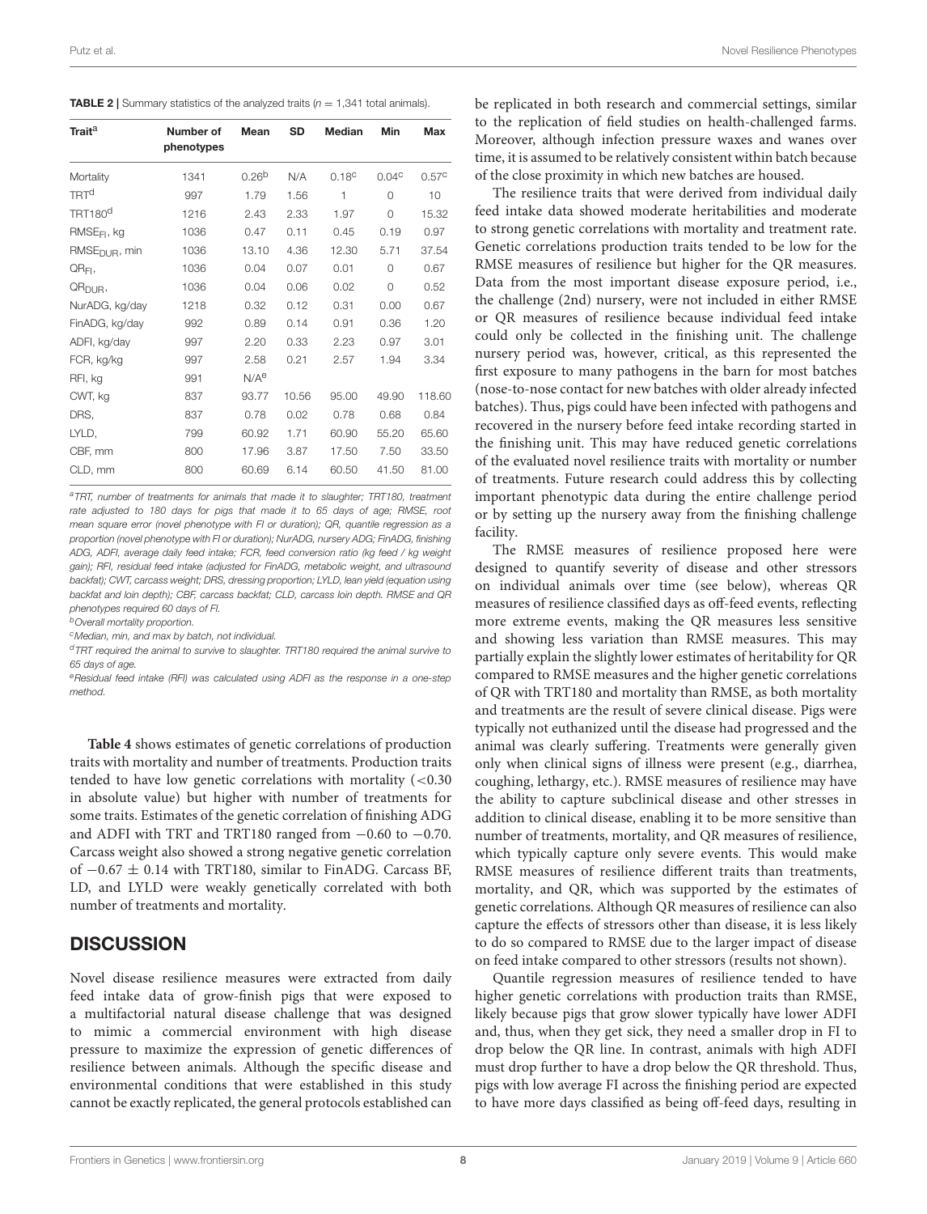**TABLE 2** | Summary statistics of the analyzed traits ($n = 1,341$ total animals).

| Trait[a] | Number of phenotypes | Mean | SD | Median | Min | Max |
|---|---|---|---|---|---|---|
| Mortality | 1341 | 0.26[b] | N/A | 0.18[c] | 0.04[c] | 0.57[c] |
| TRT[d] | 997 | 1.79 | 1.56 | 1 | 0 | 10 |
| TRT180[d] | 1216 | 2.43 | 2.33 | 1.97 | 0 | 15.32 |
| $RMSE_{FI}$, kg | 1036 | 0.47 | 0.11 | 0.45 | 0.19 | 0.97 |
| $RMSE_{DUR}$, min | 1036 | 13.10 | 4.36 | 12.30 | 5.71 | 37.54 |
| $QR_{FI}$, | 1036 | 0.04 | 0.07 | 0.01 | 0 | 0.67 |
| $QR_{DUR}$, | 1036 | 0.04 | 0.06 | 0.02 | 0 | 0.52 |
| NurADG, kg/day | 1218 | 0.32 | 0.12 | 0.31 | 0.00 | 0.67 |
| FinADG, kg/day | 992 | 0.89 | 0.14 | 0.91 | 0.36 | 1.20 |
| ADFI, kg/day | 997 | 2.20 | 0.33 | 2.23 | 0.97 | 3.01 |
| FCR, kg/kg | 997 | 2.58 | 0.21 | 2.57 | 1.94 | 3.34 |
| RFI, kg | 991 | N/A[e] | | | | |
| CWT, kg | 837 | 93.77 | 10.56 | 95.00 | 49.90 | 118.60 |
| DRS, | 837 | 0.78 | 0.02 | 0.78 | 0.68 | 0.84 |
| LYLD, | 799 | 60.92 | 1.71 | 60.90 | 55.20 | 65.60 |
| CBF, mm | 800 | 17.96 | 3.87 | 17.50 | 7.50 | 33.50 |
| CLD, mm | 800 | 60.69 | 6.14 | 60.50 | 41.50 | 81.00 |

[a]TRT, number of treatments for animals that made it to slaughter; TRT180, treatment rate adjusted to 180 days for pigs that made it to 65 days of age; RMSE, root mean square error (novel phenotype with FI or duration); QR, quantile regression as a proportion (novel phenotype with FI or duration); NurADG, nursery ADG; FinADG, finishing ADG, ADFI, average daily feed intake; FCR, feed conversion ratio (kg feed / kg weight gain); RFI, residual feed intake (adjusted for FinADG, metabolic weight, and ultrasound backfat); CWT, carcass weight; DRS, dressing proportion; LYLD, lean yield (equation using backfat and loin depth); CBF, carcass backfat; CLD, carcass loin depth. RMSE and QR phenotypes required 60 days of FI.

[b]Overall mortality proportion.

[c]Median, min, and max by batch, not individual.

[d]TRT required the animal to survive to slaughter. TRT180 required the animal survive to 65 days of age.

[e]Residual feed intake (RFI) was calculated using ADFI as the response in a one-step method.

**Table 4** shows estimates of genetic correlations of production traits with mortality and number of treatments. Production traits tended to have low genetic correlations with mortality (<0.30 in absolute value) but higher with number of treatments for some traits. Estimates of the genetic correlation of finishing ADG and ADFI with TRT and TRT180 ranged from −0.60 to −0.70. Carcass weight also showed a strong negative genetic correlation of $-0.67 \pm 0.14$ with TRT180, similar to FinADG. Carcass BF, LD, and LYLD were weakly genetically correlated with both number of treatments and mortality.

## DISCUSSION

Novel disease resilience measures were extracted from daily feed intake data of grow-finish pigs that were exposed to a multifactorial natural disease challenge that was designed to mimic a commercial environment with high disease pressure to maximize the expression of genetic differences of resilience between animals. Although the specific disease and environmental conditions that were established in this study cannot be exactly replicated, the general protocols established can be replicated in both research and commercial settings, similar to the replication of field studies on health-challenged farms. Moreover, although infection pressure waxes and wanes over time, it is assumed to be relatively consistent within batch because of the close proximity in which new batches are housed.

The resilience traits that were derived from individual daily feed intake data showed moderate heritabilities and moderate to strong genetic correlations with mortality and treatment rate. Genetic correlations production traits tended to be low for the RMSE measures of resilience but higher for the QR measures. Data from the most important disease exposure period, i.e., the challenge (2nd) nursery, were not included in either RMSE or QR measures of resilience because individual feed intake could only be collected in the finishing unit. The challenge nursery period was, however, critical, as this represented the first exposure to many pathogens in the barn for most batches (nose-to-nose contact for new batches with older already infected batches). Thus, pigs could have been infected with pathogens and recovered in the nursery before feed intake recording started in the finishing unit. This may have reduced genetic correlations of the evaluated novel resilience traits with mortality or number of treatments. Future research could address this by collecting important phenotypic data during the entire challenge period or by setting up the nursery away from the finishing challenge facility.

The RMSE measures of resilience proposed here were designed to quantify severity of disease and other stressors on individual animals over time (see below), whereas QR measures of resilience classified days as off-feed events, reflecting more extreme events, making the QR measures less sensitive and showing less variation than RMSE measures. This may partially explain the slightly lower estimates of heritability for QR compared to RMSE measures and the higher genetic correlations of QR with TRT180 and mortality than RMSE, as both mortality and treatments are the result of severe clinical disease. Pigs were typically not euthanized until the disease had progressed and the animal was clearly suffering. Treatments were generally given only when clinical signs of illness were present (e.g., diarrhea, coughing, lethargy, etc.). RMSE measures of resilience may have the ability to capture subclinical disease and other stresses in addition to clinical disease, enabling it to be more sensitive than number of treatments, mortality, and QR measures of resilience, which typically capture only severe events. This would make RMSE measures of resilience different traits than treatments, mortality, and QR, which was supported by the estimates of genetic correlations. Although QR measures of resilience can also capture the effects of stressors other than disease, it is less likely to do so compared to RMSE due to the larger impact of disease on feed intake compared to other stressors (results not shown).

Quantile regression measures of resilience tended to have higher genetic correlations with production traits than RMSE, likely because pigs that grow slower typically have lower ADFI and, thus, when they get sick, they need a smaller drop in FI to drop below the QR line. In contrast, animals with high ADFI must drop further to have a drop below the QR threshold. Thus, pigs with low average FI across the finishing period are expected to have more days classified as being off-feed days, resulting in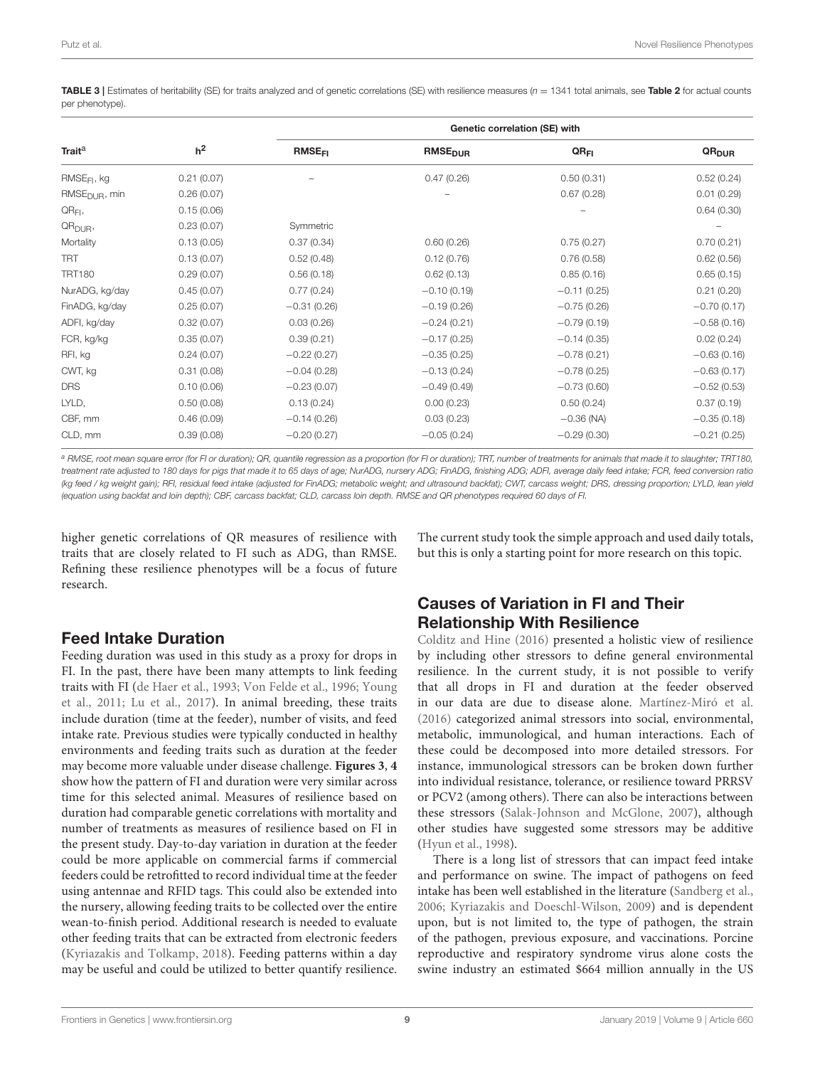**TABLE 3** | Estimates of heritability (SE) for traits analyzed and of genetic correlations (SE) with resilience measures ($n = 1341$ total animals, see **Table 2** for actual counts per phenotype).

| Trait[a] | $h^2$ | Genetic correlation (SE) with | | | |
|---|---|---|---|---|---|
| | | $RMSE_{FI}$ | $RMSE_{DUR}$ | $QR_{FI}$ | $QR_{DUR}$ |
| $RMSE_{FI}$, kg | 0.21 (0.07) | – | 0.47 (0.26) | 0.50 (0.31) | 0.52 (0.24) |
| $RMSE_{DUR}$, min | 0.26 (0.07) | | – | 0.67 (0.28) | 0.01 (0.29) |
| $QR_{FI}$, | 0.15 (0.06) | | | – | 0.64 (0.30) |
| $QR_{DUR}$, | 0.23 (0.07) | Symmetric | | | – |
| Mortality | 0.13 (0.05) | 0.37 (0.34) | 0.60 (0.26) | 0.75 (0.27) | 0.70 (0.21) |
| TRT | 0.13 (0.07) | 0.52 (0.48) | 0.12 (0.76) | 0.76 (0.58) | 0.62 (0.56) |
| TRT180 | 0.29 (0.07) | 0.56 (0.18) | 0.62 (0.13) | 0.85 (0.16) | 0.65 (0.15) |
| NurADG, kg/day | 0.45 (0.07) | 0.77 (0.24) | −0.10 (0.19) | −0.11 (0.25) | 0.21 (0.20) |
| FinADG, kg/day | 0.25 (0.07) | −0.31 (0.26) | −0.19 (0.26) | −0.75 (0.26) | −0.70 (0.17) |
| ADFI, kg/day | 0.32 (0.07) | 0.03 (0.26) | −0.24 (0.21) | −0.79 (0.19) | −0.58 (0.16) |
| FCR, kg/kg | 0.35 (0.07) | 0.39 (0.21) | −0.17 (0.25) | −0.14 (0.35) | 0.02 (0.24) |
| RFI, kg | 0.24 (0.07) | −0.22 (0.27) | −0.35 (0.25) | −0.78 (0.21) | −0.63 (0.16) |
| CWT, kg | 0.31 (0.08) | −0.04 (0.28) | −0.13 (0.24) | −0.78 (0.25) | −0.63 (0.17) |
| DRS | 0.10 (0.06) | −0.23 (0.07) | −0.49 (0.49) | −0.73 (0.60) | −0.52 (0.53) |
| LYLD, | 0.50 (0.08) | 0.13 (0.24) | 0.00 (0.23) | 0.50 (0.24) | 0.37 (0.19) |
| CBF, mm | 0.46 (0.09) | −0.14 (0.26) | 0.03 (0.23) | −0.36 (NA) | −0.35 (0.18) |
| CLD, mm | 0.39 (0.08) | −0.20 (0.27) | −0.05 (0.24) | −0.29 (0.30) | −0.21 (0.25) |

[a] RMSE, root mean square error (for FI or duration); QR, quantile regression as a proportion (for FI or duration); TRT, number of treatments for animals that made it to slaughter; TRT180, treatment rate adjusted to 180 days for pigs that made it to 65 days of age; NurADG, nursery ADG; FinADG, finishing ADG; ADFI, average daily feed intake; FCR, feed conversion ratio (kg feed / kg weight gain); RFI, residual feed intake (adjusted for FinADG; metabolic weight; and ultrasound backfat); CWT, carcass weight; DRS, dressing proportion; LYLD, lean yield (equation using backfat and loin depth); CBF, carcass backfat; CLD, carcass loin depth. RMSE and QR phenotypes required 60 days of FI.

higher genetic correlations of QR measures of resilience with traits that are closely related to FI such as ADG, than RMSE. Refining these resilience phenotypes will be a focus of future research.

## Feed Intake Duration

Feeding duration was used in this study as a proxy for drops in FI. In the past, there have been many attempts to link feeding traits with FI (de Haer et al., 1993; Von Felde et al., 1996; Young et al., 2011; Lu et al., 2017). In animal breeding, these traits include duration (time at the feeder), number of visits, and feed intake rate. Previous studies were typically conducted in healthy environments and feeding traits such as duration at the feeder may become more valuable under disease challenge. **Figures 3**, **4** show how the pattern of FI and duration were very similar across time for this selected animal. Measures of resilience based on duration had comparable genetic correlations with mortality and number of treatments as measures of resilience based on FI in the present study. Day-to-day variation in duration at the feeder could be more applicable on commercial farms if commercial feeders could be retrofitted to record individual time at the feeder using antennae and RFID tags. This could also be extended into the nursery, allowing feeding traits to be collected over the entire wean-to-finish period. Additional research is needed to evaluate other feeding traits that can be extracted from electronic feeders (Kyriazakis and Tolkamp, 2018). Feeding patterns within a day may be useful and could be utilized to better quantify resilience. The current study took the simple approach and used daily totals, but this is only a starting point for more research on this topic.

## Causes of Variation in FI and Their Relationship With Resilience

Colditz and Hine (2016) presented a holistic view of resilience by including other stressors to define general environmental resilience. In the current study, it is not possible to verify that all drops in FI and duration at the feeder observed in our data are due to disease alone. Martínez-Miró et al. (2016) categorized animal stressors into social, environmental, metabolic, immunological, and human interactions. Each of these could be decomposed into more detailed stressors. For instance, immunological stressors can be broken down further into individual resistance, tolerance, or resilience toward PRRSV or PCV2 (among others). There can also be interactions between these stressors (Salak-Johnson and McGlone, 2007), although other studies have suggested some stressors may be additive (Hyun et al., 1998).

There is a long list of stressors that can impact feed intake and performance on swine. The impact of pathogens on feed intake has been well established in the literature (Sandberg et al., 2006; Kyriazakis and Doeschl-Wilson, 2009) and is dependent upon, but is not limited to, the type of pathogen, the strain of the pathogen, previous exposure, and vaccinations. Porcine reproductive and respiratory syndrome virus alone costs the swine industry an estimated \$664 million annually in the US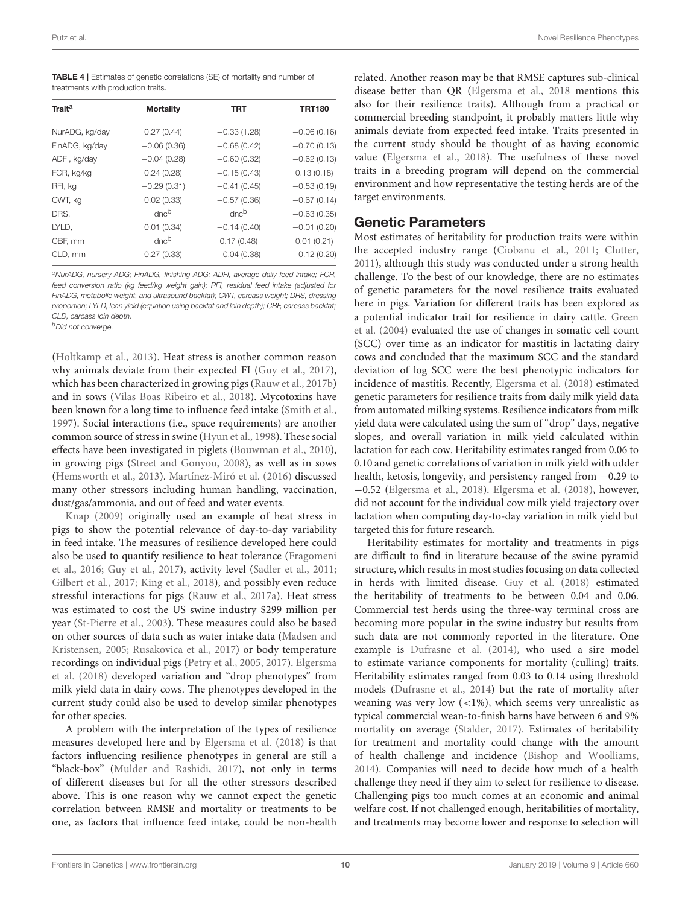**TABLE 4** | Estimates of genetic correlations (SE) of mortality and number of treatments with production traits.

| Trait[a] | Mortality | TRT | TRT180 |
|---|---|---|---|
| NurADG, kg/day | 0.27 (0.44) | −0.33 (1.28) | −0.06 (0.16) |
| FinADG, kg/day | −0.06 (0.36) | −0.68 (0.42) | −0.70 (0.13) |
| ADFI, kg/day | −0.04 (0.28) | −0.60 (0.32) | −0.62 (0.13) |
| FCR, kg/kg | 0.24 (0.28) | −0.15 (0.43) | 0.13 (0.18) |
| RFI, kg | −0.29 (0.31) | −0.41 (0.45) | −0.53 (0.19) |
| CWT, kg | 0.02 (0.33) | −0.57 (0.36) | −0.67 (0.14) |
| DRS, | dnc[b] | dnc[b] | −0.63 (0.35) |
| LYLD, | 0.01 (0.34) | −0.14 (0.40) | −0.01 (0.20) |
| CBF, mm | dnc[b] | 0.17 (0.48) | 0.01 (0.21) |
| CLD, mm | 0.27 (0.33) | −0.04 (0.38) | −0.12 (0.20) |

[a]*NurADG, nursery ADG; FinADG, finishing ADG; ADFI, average daily feed intake; FCR, feed conversion ratio (kg feed/kg weight gain); RFI, residual feed intake (adjusted for FinADG, metabolic weight, and ultrasound backfat); CWT, carcass weight; DRS, dressing proportion; LYLD, lean yield (equation using backfat and loin depth); CBF, carcass backfat; CLD, carcass loin depth.*

[b]*Did not converge.*

(Holtkamp et al., 2013). Heat stress is another common reason why animals deviate from their expected FI (Guy et al., 2017), which has been characterized in growing pigs (Rauw et al., 2017b) and in sows (Vilas Boas Ribeiro et al., 2018). Mycotoxins have been known for a long time to influence feed intake (Smith et al., 1997). Social interactions (i.e., space requirements) are another common source of stress in swine (Hyun et al., 1998). These social effects have been investigated in piglets (Bouwman et al., 2010), in growing pigs (Street and Gonyou, 2008), as well as in sows (Hemsworth et al., 2013). Martínez-Miró et al. (2016) discussed many other stressors including human handling, vaccination, dust/gas/ammonia, and out of feed and water events.

Knap (2009) originally used an example of heat stress in pigs to show the potential relevance of day-to-day variability in feed intake. The measures of resilience developed here could also be used to quantify resilience to heat tolerance (Fragomeni et al., 2016; Guy et al., 2017), activity level (Sadler et al., 2011; Gilbert et al., 2017; King et al., 2018), and possibly even reduce stressful interactions for pigs (Rauw et al., 2017a). Heat stress was estimated to cost the US swine industry \$299 million per year (St-Pierre et al., 2003). These measures could also be based on other sources of data such as water intake data (Madsen and Kristensen, 2005; Rusakovica et al., 2017) or body temperature recordings on individual pigs (Petry et al., 2005, 2017). Elgersma et al. (2018) developed variation and "drop phenotypes" from milk yield data in dairy cows. The phenotypes developed in the current study could also be used to develop similar phenotypes for other species.

A problem with the interpretation of the types of resilience measures developed here and by Elgersma et al. (2018) is that factors influencing resilience phenotypes in general are still a "black-box" (Mulder and Rashidi, 2017), not only in terms of different diseases but for all the other stressors described above. This is one reason why we cannot expect the genetic correlation between RMSE and mortality or treatments to be one, as factors that influence feed intake, could be non-health related. Another reason may be that RMSE captures sub-clinical disease better than QR (Elgersma et al., 2018 mentions this also for their resilience traits). Although from a practical or commercial breeding standpoint, it probably matters little why animals deviate from expected feed intake. Traits presented in the current study should be thought of as having economic value (Elgersma et al., 2018). The usefulness of these novel traits in a breeding program will depend on the commercial environment and how representative the testing herds are of the target environments.

## Genetic Parameters

Most estimates of heritability for production traits were within the accepted industry range (Ciobanu et al., 2011; Clutter, 2011), although this study was conducted under a strong health challenge. To the best of our knowledge, there are no estimates of genetic parameters for the novel resilience traits evaluated here in pigs. Variation for different traits has been explored as a potential indicator trait for resilience in dairy cattle. Green et al. (2004) evaluated the use of changes in somatic cell count (SCC) over time as an indicator for mastitis in lactating dairy cows and concluded that the maximum SCC and the standard deviation of log SCC were the best phenotypic indicators for incidence of mastitis. Recently, Elgersma et al. (2018) estimated genetic parameters for resilience traits from daily milk yield data from automated milking systems. Resilience indicators from milk yield data were calculated using the sum of "drop" days, negative slopes, and overall variation in milk yield calculated within lactation for each cow. Heritability estimates ranged from 0.06 to 0.10 and genetic correlations of variation in milk yield with udder health, ketosis, longevity, and persistency ranged from −0.29 to −0.52 (Elgersma et al., 2018). Elgersma et al. (2018), however, did not account for the individual cow milk yield trajectory over lactation when computing day-to-day variation in milk yield but targeted this for future research.

Heritability estimates for mortality and treatments in pigs are difficult to find in literature because of the swine pyramid structure, which results in most studies focusing on data collected in herds with limited disease. Guy et al. (2018) estimated the heritability of treatments to be between 0.04 and 0.06. Commercial test herds using the three-way terminal cross are becoming more popular in the swine industry but results from such data are not commonly reported in the literature. One example is Dufrasne et al. (2014), who used a sire model to estimate variance components for mortality (culling) traits. Heritability estimates ranged from 0.03 to 0.14 using threshold models (Dufrasne et al., 2014) but the rate of mortality after weaning was very low (<1%), which seems very unrealistic as typical commercial wean-to-finish barns have between 6 and 9% mortality on average (Stalder, 2017). Estimates of heritability for treatment and mortality could change with the amount of health challenge and incidence (Bishop and Woolliams, 2014). Companies will need to decide how much of a health challenge they need if they aim to select for resilience to disease. Challenging pigs too much comes at an economic and animal welfare cost. If not challenged enough, heritabilities of mortality, and treatments may become lower and response to selection will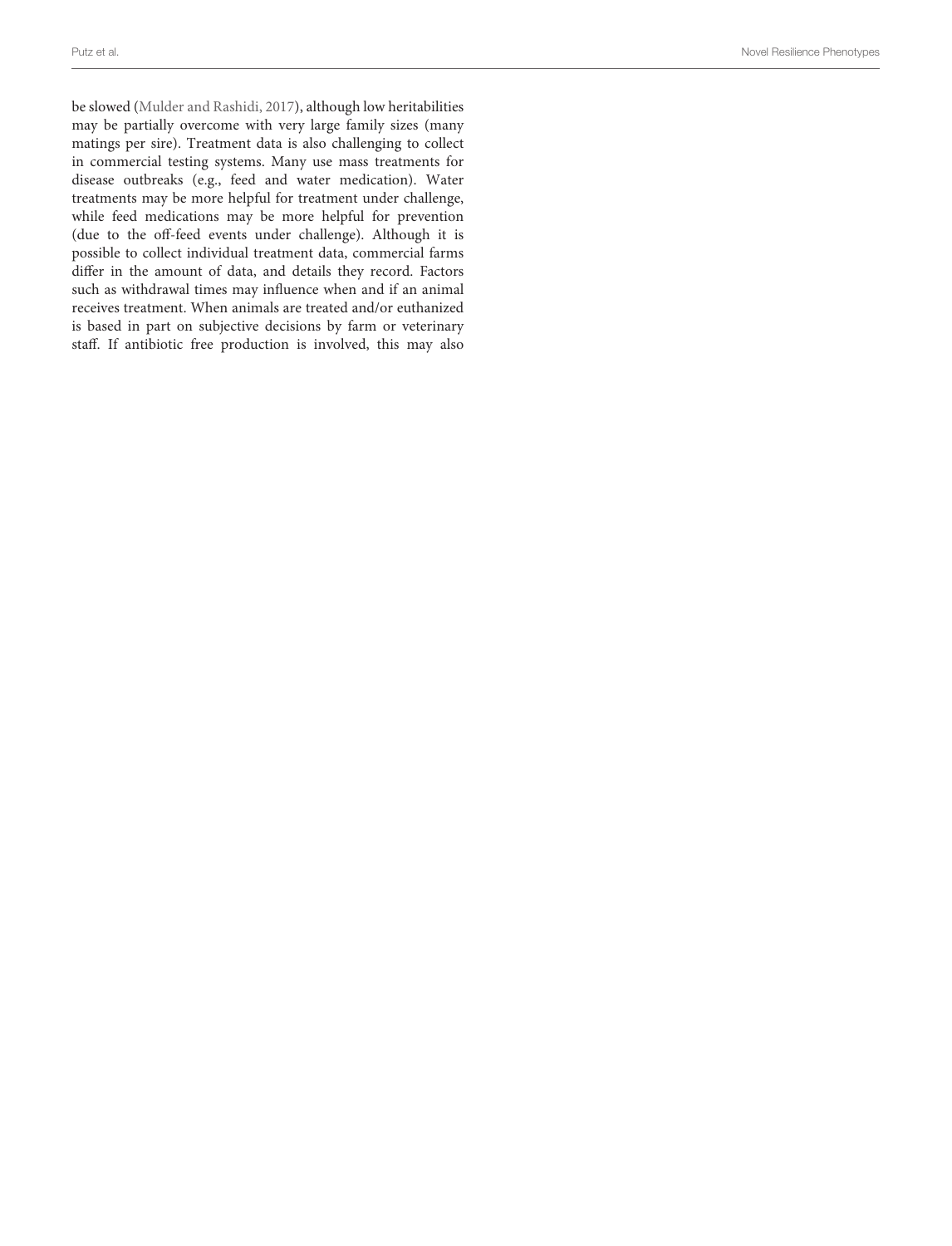be slowed (Mulder and Rashidi, 2017), although low heritabilities may be partially overcome with very large family sizes (many matings per sire). Treatment data is also challenging to collect in commercial testing systems. Many use mass treatments for disease outbreaks (e.g., feed and water medication). Water treatments may be more helpful for treatment under challenge, while feed medications may be more helpful for prevention (due to the off-feed events under challenge). Although it is possible to collect individual treatment data, commercial farms differ in the amount of data, and details they record. Factors such as withdrawal times may influence when and if an animal receives treatment. When animals are treated and/or euthanized is based in part on subjective decisions by farm or veterinary staff. If antibiotic free production is involved, this may also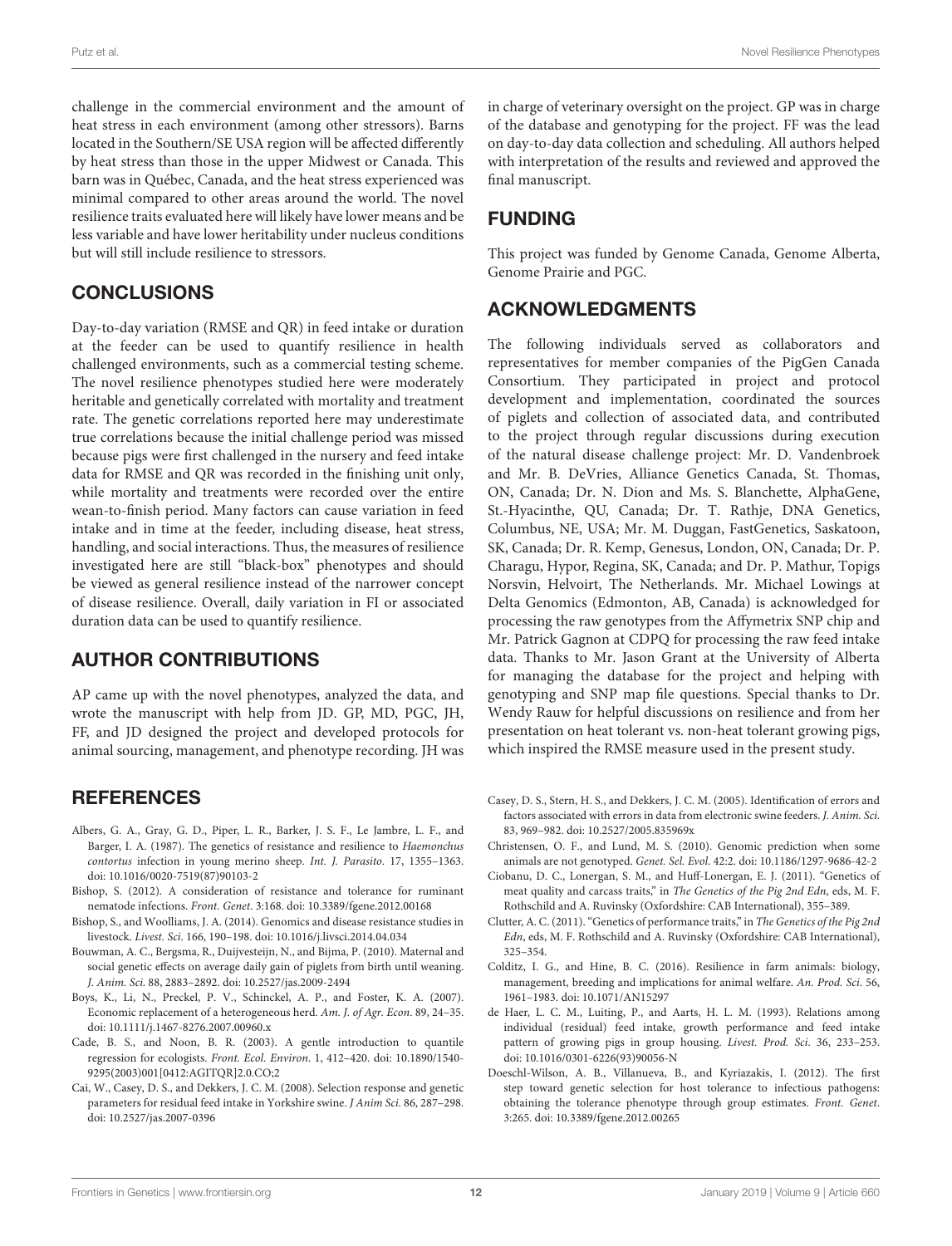challenge in the commercial environment and the amount of heat stress in each environment (among other stressors). Barns located in the Southern/SE USA region will be affected differently by heat stress than those in the upper Midwest or Canada. This barn was in Québec, Canada, and the heat stress experienced was minimal compared to other areas around the world. The novel resilience traits evaluated here will likely have lower means and be less variable and have lower heritability under nucleus conditions but will still include resilience to stressors.

## CONCLUSIONS

Day-to-day variation (RMSE and QR) in feed intake or duration at the feeder can be used to quantify resilience in health challenged environments, such as a commercial testing scheme. The novel resilience phenotypes studied here were moderately heritable and genetically correlated with mortality and treatment rate. The genetic correlations reported here may underestimate true correlations because the initial challenge period was missed because pigs were first challenged in the nursery and feed intake data for RMSE and QR was recorded in the finishing unit only, while mortality and treatments were recorded over the entire wean-to-finish period. Many factors can cause variation in feed intake and in time at the feeder, including disease, heat stress, handling, and social interactions. Thus, the measures of resilience investigated here are still "black-box" phenotypes and should be viewed as general resilience instead of the narrower concept of disease resilience. Overall, daily variation in FI or associated duration data can be used to quantify resilience.

## AUTHOR CONTRIBUTIONS

AP came up with the novel phenotypes, analyzed the data, and wrote the manuscript with help from JD. GP, MD, PGC, JH, FF, and JD designed the project and developed protocols for animal sourcing, management, and phenotype recording. JH was in charge of veterinary oversight on the project. GP was in charge of the database and genotyping for the project. FF was the lead on day-to-day data collection and scheduling. All authors helped with interpretation of the results and reviewed and approved the final manuscript.

## FUNDING

This project was funded by Genome Canada, Genome Alberta, Genome Prairie and PGC.

## ACKNOWLEDGMENTS

The following individuals served as collaborators and representatives for member companies of the PigGen Canada Consortium. They participated in project and protocol development and implementation, coordinated the sources of piglets and collection of associated data, and contributed to the project through regular discussions during execution of the natural disease challenge project: Mr. D. Vandenbroek and Mr. B. DeVries, Alliance Genetics Canada, St. Thomas, ON, Canada; Dr. N. Dion and Ms. S. Blanchette, AlphaGene, St.-Hyacinthe, QU, Canada; Dr. T. Rathje, DNA Genetics, Columbus, NE, USA; Mr. M. Duggan, FastGenetics, Saskatoon, SK, Canada; Dr. R. Kemp, Genesus, London, ON, Canada; Dr. P. Charagu, Hypor, Regina, SK, Canada; and Dr. P. Mathur, Topigs Norsvin, Helvoirt, The Netherlands. Mr. Michael Lowings at Delta Genomics (Edmonton, AB, Canada) is acknowledged for processing the raw genotypes from the Affymetrix SNP chip and Mr. Patrick Gagnon at CDPQ for processing the raw feed intake data. Thanks to Mr. Jason Grant at the University of Alberta for managing the database for the project and helping with genotyping and SNP map file questions. Special thanks to Dr. Wendy Rauw for helpful discussions on resilience and from her presentation on heat tolerant vs. non-heat tolerant growing pigs, which inspired the RMSE measure used in the present study.

## REFERENCES

Albers, G. A., Gray, G. D., Piper, L. R., Barker, J. S. F., Le Jambre, L. F., and Barger, I. A. (1987). The genetics of resistance and resilience to *Haemonchus contortus* infection in young merino sheep. *Int. J. Parasito.* 17, 1355–1363. doi: 10.1016/0020-7519(87)90103-2

Bishop, S. (2012). A consideration of resistance and tolerance for ruminant nematode infections. *Front. Genet.* 3:168. doi: 10.3389/fgene.2012.00168

Bishop, S., and Woolliams, J. A. (2014). Genomics and disease resistance studies in livestock. *Livest. Sci.* 166, 190–198. doi: 10.1016/j.livsci.2014.04.034

Bouwman, A. C., Bergsma, R., Duijvesteijn, N., and Bijma, P. (2010). Maternal and social genetic effects on average daily gain of piglets from birth until weaning. *J. Anim. Sci.* 88, 2883–2892. doi: 10.2527/jas.2009-2494

Boys, K., Li, N., Preckel, P. V., Schinckel, A. P., and Foster, K. A. (2007). Economic replacement of a heterogeneous herd. *Am. J. of Agr. Econ.* 89, 24–35. doi: 10.1111/j.1467-8276.2007.00960.x

Cade, B. S., and Noon, B. R. (2003). A gentle introduction to quantile regression for ecologists. *Front. Ecol. Environ.* 1, 412–420. doi: 10.1890/1540-9295(2003)001[0412:AGITQR]2.0.CO;2

Cai, W., Casey, D. S., and Dekkers, J. C. M. (2008). Selection response and genetic parameters for residual feed intake in Yorkshire swine. *J Anim Sci.* 86, 287–298. doi: 10.2527/jas.2007-0396

Casey, D. S., Stern, H. S., and Dekkers, J. C. M. (2005). Identification of errors and factors associated with errors in data from electronic swine feeders. *J. Anim. Sci.* 83, 969–982. doi: 10.2527/2005.835969x

Christensen, O. F., and Lund, M. S. (2010). Genomic prediction when some animals are not genotyped. *Genet. Sel. Evol.* 42:2. doi: 10.1186/1297-9686-42-2

Ciobanu, D. C., Lonergan, S. M., and Huff-Lonergan, E. J. (2011). "Genetics of meat quality and carcass traits," in *The Genetics of the Pig 2nd Edn*, eds, M. F. Rothschild and A. Ruvinsky (Oxfordshire: CAB International), 355–389.

Clutter, A. C. (2011). "Genetics of performance traits," in *The Genetics of the Pig 2nd Edn*, eds, M. F. Rothschild and A. Ruvinsky (Oxfordshire: CAB International), 325–354.

Colditz, I. G., and Hine, B. C. (2016). Resilience in farm animals: biology, management, breeding and implications for animal welfare. *An. Prod. Sci.* 56, 1961–1983. doi: 10.1071/AN15297

de Haer, L. C. M., Luiting, P., and Aarts, H. L. M. (1993). Relations among individual (residual) feed intake, growth performance and feed intake pattern of growing pigs in group housing. *Livest. Prod. Sci.* 36, 233–253. doi: 10.1016/0301-6226(93)90056-N

Doeschl-Wilson, A. B., Villanueva, B., and Kyriazakis, I. (2012). The first step toward genetic selection for host tolerance to infectious pathogens: obtaining the tolerance phenotype through group estimates. *Front. Genet.* 3:265. doi: 10.3389/fgene.2012.00265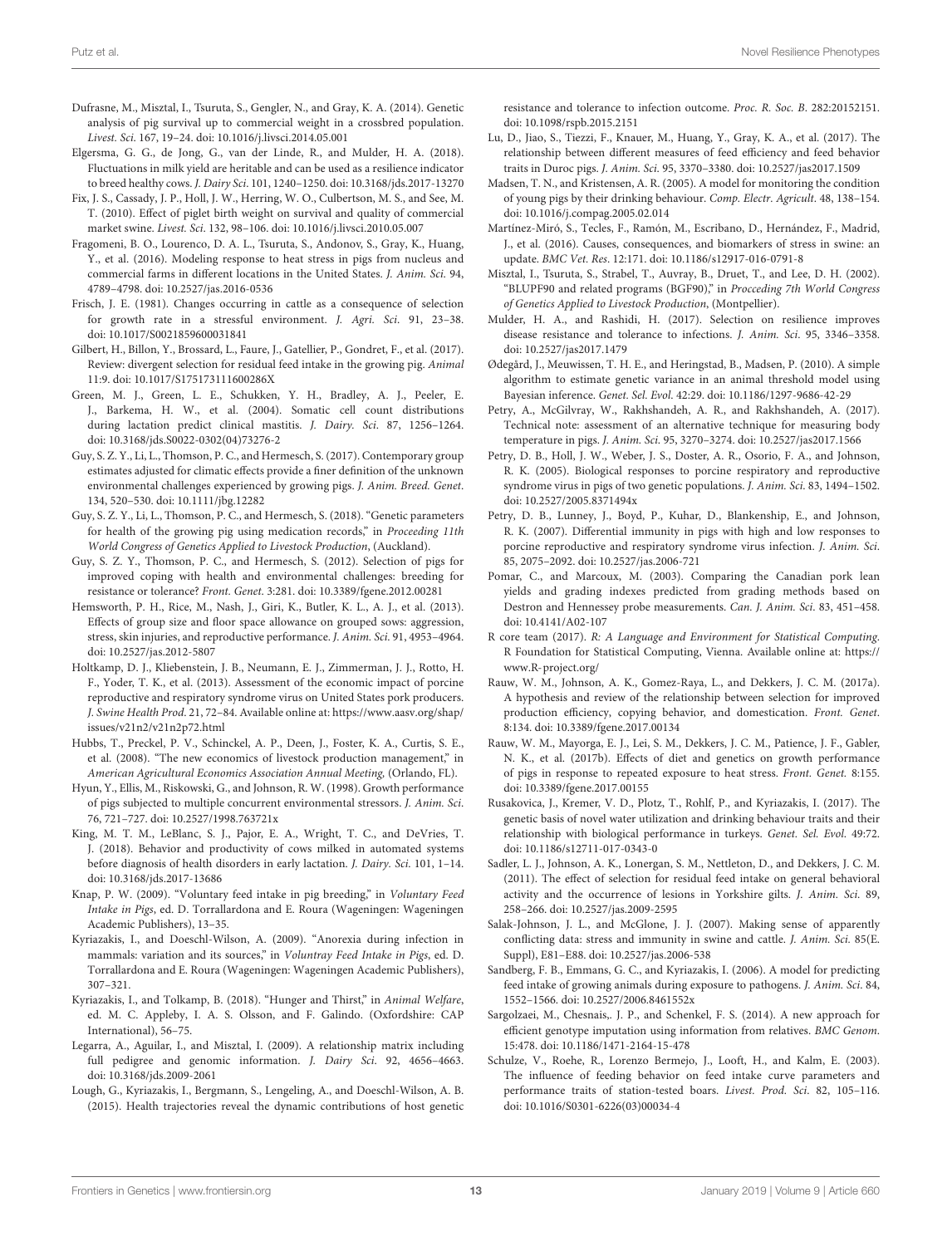Dufrasne, M., Misztal, I., Tsuruta, S., Gengler, N., and Gray, K. A. (2014). Genetic analysis of pig survival up to commercial weight in a crossbred population. *Livest. Sci.* 167, 19–24. doi: 10.1016/j.livsci.2014.05.001

Elgersma, G. G., de Jong, G., van der Linde, R., and Mulder, H. A. (2018). Fluctuations in milk yield are heritable and can be used as a resilience indicator to breed healthy cows. *J. Dairy Sci.* 101, 1240–1250. doi: 10.3168/jds.2017-13270

Fix, J. S., Cassady, J. P., Holl, J. W., Herring, W. O., Culbertson, M. S., and See, M. T. (2010). Effect of piglet birth weight on survival and quality of commercial market swine. *Livest. Sci.* 132, 98–106. doi: 10.1016/j.livsci.2010.05.007

Fragomeni, B. O., Lourenco, D. A. L., Tsuruta, S., Andonov, S., Gray, K., Huang, Y., et al. (2016). Modeling response to heat stress in pigs from nucleus and commercial farms in different locations in the United States. *J. Anim. Sci.* 94, 4789–4798. doi: 10.2527/jas.2016-0536

Frisch, J. E. (1981). Changes occurring in cattle as a consequence of selection for growth rate in a stressful environment. *J. Agri. Sci.* 91, 23–38. doi: 10.1017/S0021859600031841

Gilbert, H., Billon, Y., Brossard, L., Faure, J., Gatellier, P., Gondret, F., et al. (2017). Review: divergent selection for residual feed intake in the growing pig. *Animal* 11:9. doi: 10.1017/S175173111600286X

Green, M. J., Green, L. E., Schukken, Y. H., Bradley, A. J., Peeler, E. J., Barkema, H. W., et al. (2004). Somatic cell count distributions during lactation predict clinical mastitis. *J. Dairy. Sci.* 87, 1256–1264. doi: 10.3168/jds.S0022-0302(04)73276-2

Guy, S. Z. Y., Li, L., Thomson, P. C., and Hermesch, S. (2017). Contemporary group estimates adjusted for climatic effects provide a finer definition of the unknown environmental challenges experienced by growing pigs. *J. Anim. Breed. Genet.* 134, 520–530. doi: 10.1111/jbg.12282

Guy, S. Z. Y., Li, L., Thomson, P. C., and Hermesch, S. (2018). "Genetic parameters for health of the growing pig using medication records," in *Proceeding 11th World Congress of Genetics Applied to Livestock Production*, (Auckland).

Guy, S. Z. Y., Thomson, P. C., and Hermesch, S. (2012). Selection of pigs for improved coping with health and environmental challenges: breeding for resistance or tolerance? *Front. Genet.* 3:281. doi: 10.3389/fgene.2012.00281

Hemsworth, P. H., Rice, M., Nash, J., Giri, K., Butler, K. L., A. J., et al. (2013). Effects of group size and floor space allowance on grouped sows: aggression, stress, skin injuries, and reproductive performance. *J. Anim. Sci.* 91, 4953–4964. doi: 10.2527/jas.2012-5807

Holtkamp, D. J., Kliebenstein, J. B., Neumann, E. J., Zimmerman, J. J., Rotto, H. F., Yoder, T. K., et al. (2013). Assessment of the economic impact of porcine reproductive and respiratory syndrome virus on United States pork producers. *J. Swine Health Prod.* 21, 72–84. Available online at: https://www.aasv.org/shap/issues/v21n2/v21n2p72.html

Hubbs, T., Preckel, P. V., Schinckel, A. P., Deen, J., Foster, K. A., Curtis, S. E., et al. (2008). "The new economics of livestock production management," in *American Agricultural Economics Association Annual Meeting*, (Orlando, FL).

Hyun, Y., Ellis, M., Riskowski, G., and Johnson, R. W. (1998). Growth performance of pigs subjected to multiple concurrent environmental stressors. *J. Anim. Sci.* 76, 721–727. doi: 10.2527/1998.763721x

King, M. T. M., LeBlanc, S. J., Pajor, E. A., Wright, T. C., and DeVries, T. J. (2018). Behavior and productivity of cows milked in automated systems before diagnosis of health disorders in early lactation. *J. Dairy. Sci.* 101, 1–14. doi: 10.3168/jds.2017-13686

Knap, P. W. (2009). "Voluntary feed intake in pig breeding," in *Voluntary Feed Intake in Pigs*, ed. D. Torrallardona and E. Roura (Wageningen: Wageningen Academic Publishers), 13–35.

Kyriazakis, I., and Doeschl-Wilson, A. (2009). "Anorexia during infection in mammals: variation and its sources," in *Voluntray Feed Intake in Pigs*, ed. D. Torrallardona and E. Roura (Wageningen: Wageningen Academic Publishers), 307–321.

Kyriazakis, I., and Tolkamp, B. (2018). "Hunger and Thirst," in *Animal Welfare*, ed. M. C. Appleby, I. A. S. Olsson, and F. Galindo. (Oxfordshire: CAP International), 56–75.

Legarra, A., Aguilar, I., and Misztal, I. (2009). A relationship matrix including full pedigree and genomic information. *J. Dairy Sci.* 92, 4656–4663. doi: 10.3168/jds.2009-2061

Lough, G., Kyriazakis, I., Bergmann, S., Lengeling, A., and Doeschl-Wilson, A. B. (2015). Health trajectories reveal the dynamic contributions of host genetic resistance and tolerance to infection outcome. *Proc. R. Soc. B.* 282:20152151. doi: 10.1098/rspb.2015.2151

Lu, D., Jiao, S., Tiezzi, F., Knauer, M., Huang, Y., Gray, K. A., et al. (2017). The relationship between different measures of feed efficiency and feed behavior traits in Duroc pigs. *J. Anim. Sci.* 95, 3370–3380. doi: 10.2527/jas2017.1509

Madsen, T. N., and Kristensen, A. R. (2005). A model for monitoring the condition of young pigs by their drinking behaviour. *Comp. Electr. Agricult.* 48, 138–154. doi: 10.1016/j.compag.2005.02.014

Martínez-Miró, S., Tecles, F., Ramón, M., Escribano, D., Hernández, F., Madrid, J., et al. (2016). Causes, consequences, and biomarkers of stress in swine: an update. *BMC Vet. Res.* 12:171. doi: 10.1186/s12917-016-0791-8

Misztal, I., Tsuruta, S., Strabel, T., Auvray, B., Druet, T., and Lee, D. H. (2002). "BLUPF90 and related programs (BGF90)," in *Procceding 7th World Congress of Genetics Applied to Livestock Production*, (Montpellier).

Mulder, H. A., and Rashidi, H. (2017). Selection on resilience improves disease resistance and tolerance to infections. *J. Anim. Sci.* 95, 3346–3358. doi: 10.2527/jas2017.1479

Ødegård, J., Meuwissen, T. H. E., and Heringstad, B., Madsen, P. (2010). A simple algorithm to estimate genetic variance in an animal threshold model using Bayesian inference. *Genet. Sel. Evol.* 42:29. doi: 10.1186/1297-9686-42-29

Petry, A., McGilvray, W., Rakhshandeh, A. R., and Rakhshandeh, A. (2017). Technical note: assessment of an alternative technique for measuring body temperature in pigs. *J. Anim. Sci.* 95, 3270–3274. doi: 10.2527/jas2017.1566

Petry, D. B., Holl, J. W., Weber, J. S., Doster, A. R., Osorio, F. A., and Johnson, R. K. (2005). Biological responses to porcine respiratory and reproductive syndrome virus in pigs of two genetic populations. *J. Anim. Sci.* 83, 1494–1502. doi: 10.2527/2005.8371494x

Petry, D. B., Lunney, J., Boyd, P., Kuhar, D., Blankenship, E., and Johnson, R. K. (2007). Differential immunity in pigs with high and low responses to porcine reproductive and respiratory syndrome virus infection. *J. Anim. Sci.* 85, 2075–2092. doi: 10.2527/jas.2006-721

Pomar, C., and Marcoux, M. (2003). Comparing the Canadian pork lean yields and grading indexes predicted from grading methods based on Destron and Hennessey probe measurements. *Can. J. Anim. Sci.* 83, 451–458. doi: 10.4141/A02-107

R core team (2017). *R: A Language and Environment for Statistical Computing.* R Foundation for Statistical Computing, Vienna. Available online at: https://www.R-project.org/

Rauw, W. M., Johnson, A. K., Gomez-Raya, L., and Dekkers, J. C. M. (2017a). A hypothesis and review of the relationship between selection for improved production efficiency, copying behavior, and domestication. *Front. Genet.* 8:134. doi: 10.3389/fgene.2017.00134

Rauw, W. M., Mayorga, E. J., Lei, S. M., Dekkers, J. C. M., Patience, J. F., Gabler, N. K., et al. (2017b). Effects of diet and genetics on growth performance of pigs in response to repeated exposure to heat stress. *Front. Genet.* 8:155. doi: 10.3389/fgene.2017.00155

Rusakovica, J., Kremer, V. D., Plotz, T., Rohlf, P., and Kyriazakis, I. (2017). The genetic basis of novel water utilization and drinking behaviour traits and their relationship with biological performance in turkeys. *Genet. Sel. Evol.* 49:72. doi: 10.1186/s12711-017-0343-0

Sadler, L. J., Johnson, A. K., Lonergan, S. M., Nettleton, D., and Dekkers, J. C. M. (2011). The effect of selection for residual feed intake on general behavioral activity and the occurrence of lesions in Yorkshire gilts. *J. Anim. Sci.* 89, 258–266. doi: 10.2527/jas.2009-2595

Salak-Johnson, J. L., and McGlone, J. J. (2007). Making sense of apparently conflicting data: stress and immunity in swine and cattle. *J. Anim. Sci.* 85(E. Suppl), E81–E88. doi: 10.2527/jas.2006-538

Sandberg, F. B., Emmans, G. C., and Kyriazakis, I. (2006). A model for predicting feed intake of growing animals during exposure to pathogens. *J. Anim. Sci.* 84, 1552–1566. doi: 10.2527/2006.8461552x

Sargolzaei, M., Chesnais,. J. P., and Schenkel, F. S. (2014). A new approach for efficient genotype imputation using information from relatives. *BMC Genom.* 15:478. doi: 10.1186/1471-2164-15-478

Schulze, V., Roehe, R., Lorenzo Bermejo, J., Looft, H., and Kalm, E. (2003). The influence of feeding behavior on feed intake curve parameters and performance traits of station-tested boars. *Livest. Prod. Sci.* 82, 105–116. doi: 10.1016/S0301-6226(03)00034-4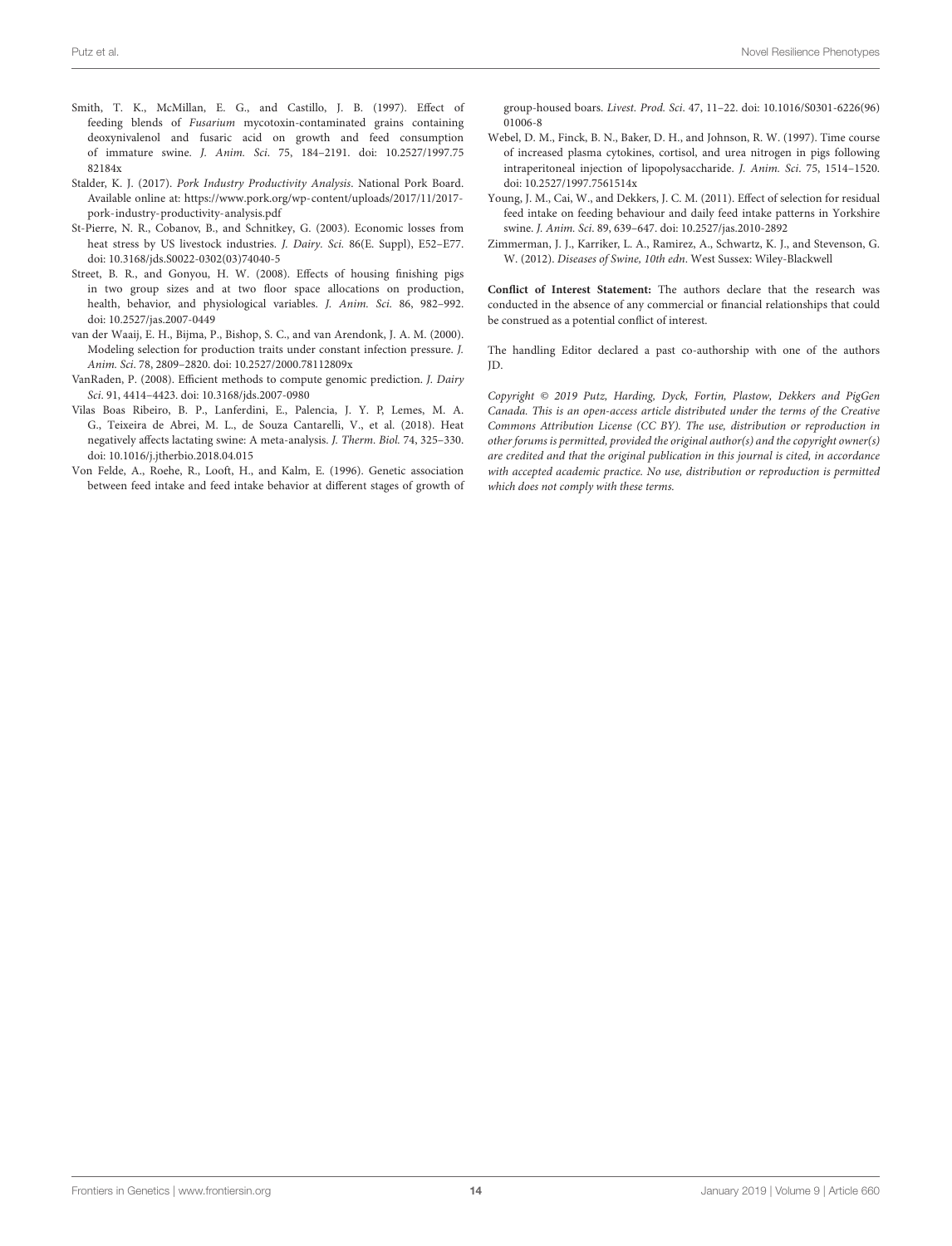Smith, T. K., McMillan, E. G., and Castillo, J. B. (1997). Effect of feeding blends of *Fusarium* mycotoxin-contaminated grains containing deoxynivalenol and fusaric acid on growth and feed consumption of immature swine. *J. Anim. Sci.* 75, 184–2191. doi: 10.2527/1997.7582184x

Stalder, K. J. (2017). *Pork Industry Productivity Analysis*. National Pork Board. Available online at: https://www.pork.org/wp-content/uploads/2017/11/2017-pork-industry-productivity-analysis.pdf

St-Pierre, N. R., Cobanov, B., and Schnitkey, G. (2003). Economic losses from heat stress by US livestock industries. *J. Dairy. Sci.* 86(E. Suppl), E52–E77. doi: 10.3168/jds.S0022-0302(03)74040-5

Street, B. R., and Gonyou, H. W. (2008). Effects of housing finishing pigs in two group sizes and at two floor space allocations on production, health, behavior, and physiological variables. *J. Anim. Sci.* 86, 982–992. doi: 10.2527/jas.2007-0449

van der Waaij, E. H., Bijma, P., Bishop, S. C., and van Arendonk, J. A. M. (2000). Modeling selection for production traits under constant infection pressure. *J. Anim. Sci.* 78, 2809–2820. doi: 10.2527/2000.78112809x

VanRaden, P. (2008). Efficient methods to compute genomic prediction. *J. Dairy Sci.* 91, 4414–4423. doi: 10.3168/jds.2007-0980

Vilas Boas Ribeiro, B. P., Lanferdini, E., Palencia, J. Y. P, Lemes, M. A. G., Teixeira de Abrei, M. L., de Souza Cantarelli, V., et al. (2018). Heat negatively affects lactating swine: A meta-analysis. *J. Therm. Biol.* 74, 325–330. doi: 10.1016/j.jtherbio.2018.04.015

Von Felde, A., Roehe, R., Looft, H., and Kalm, E. (1996). Genetic association between feed intake and feed intake behavior at different stages of growth of group-housed boars. *Livest. Prod. Sci.* 47, 11–22. doi: 10.1016/S0301-6226(96)01006-8

Webel, D. M., Finck, B. N., Baker, D. H., and Johnson, R. W. (1997). Time course of increased plasma cytokines, cortisol, and urea nitrogen in pigs following intraperitoneal injection of lipopolysaccharide. *J. Anim. Sci.* 75, 1514–1520. doi: 10.2527/1997.7561514x

Young, J. M., Cai, W., and Dekkers, J. C. M. (2011). Effect of selection for residual feed intake on feeding behaviour and daily feed intake patterns in Yorkshire swine. *J. Anim. Sci.* 89, 639–647. doi: 10.2527/jas.2010-2892

Zimmerman, J. J., Karriker, L. A., Ramirez, A., Schwartz, K. J., and Stevenson, G. W. (2012). *Diseases of Swine, 10th edn*. West Sussex: Wiley-Blackwell

**Conflict of Interest Statement:** The authors declare that the research was conducted in the absence of any commercial or financial relationships that could be construed as a potential conflict of interest.

The handling Editor declared a past co-authorship with one of the authors JD.

*Copyright © 2019 Putz, Harding, Dyck, Fortin, Plastow, Dekkers and PigGen Canada. This is an open-access article distributed under the terms of the Creative Commons Attribution License (CC BY). The use, distribution or reproduction in other forums is permitted, provided the original author(s) and the copyright owner(s) are credited and that the original publication in this journal is cited, in accordance with accepted academic practice. No use, distribution or reproduction is permitted which does not comply with these terms.*